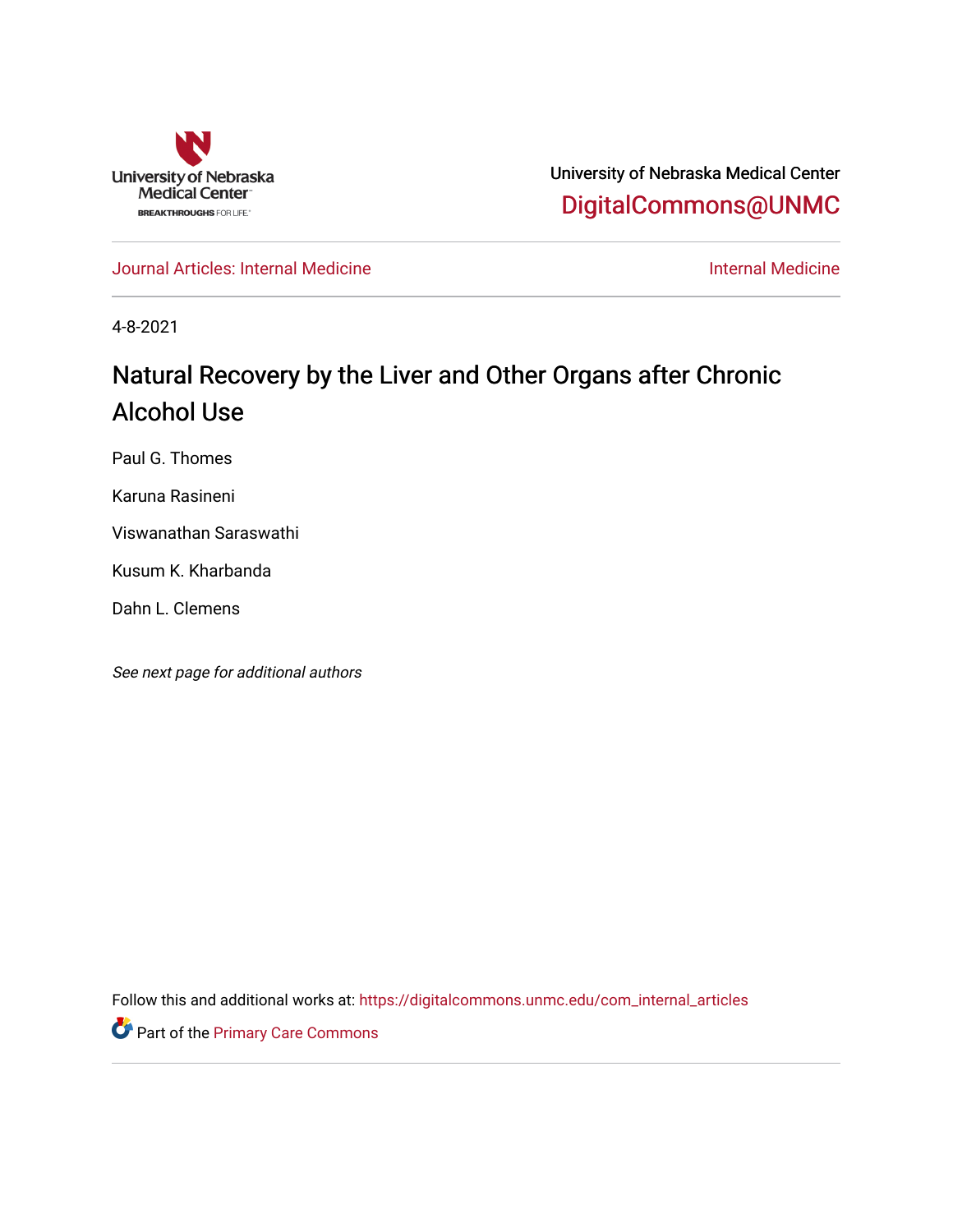University of Nebraska Medical Center

DigitalCommons@UNMC

Journal Articles: Internal Medicine

Internal Medicine

4-8-2021

# Natural Recovery by the Liver and Other Organs after Chronic Alcohol Use

Paul G. Thomes

Karuna Rasineni

Viswanathan Saraswathi

Kusum K. Kharbanda

Dahn L. Clemens

*See next page for additional authors*

Follow this and additional works at: https://digitalcommons.unmc.edu/com_internal_articles

Part of the Primary Care Commons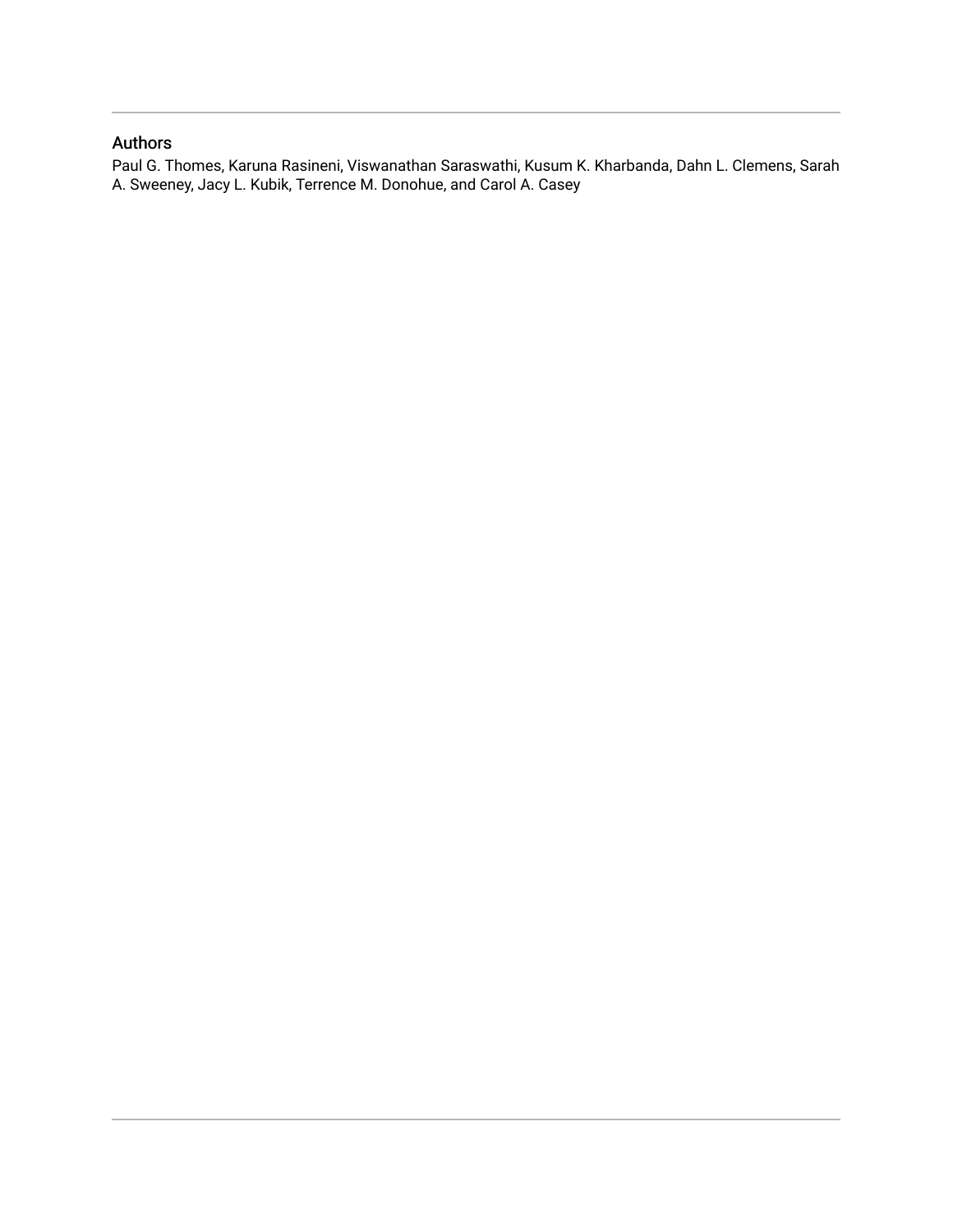## Authors

Paul G. Thomes, Karuna Rasineni, Viswanathan Saraswathi, Kusum K. Kharbanda, Dahn L. Clemens, Sarah A. Sweeney, Jacy L. Kubik, Terrence M. Donohue, and Carol A. Casey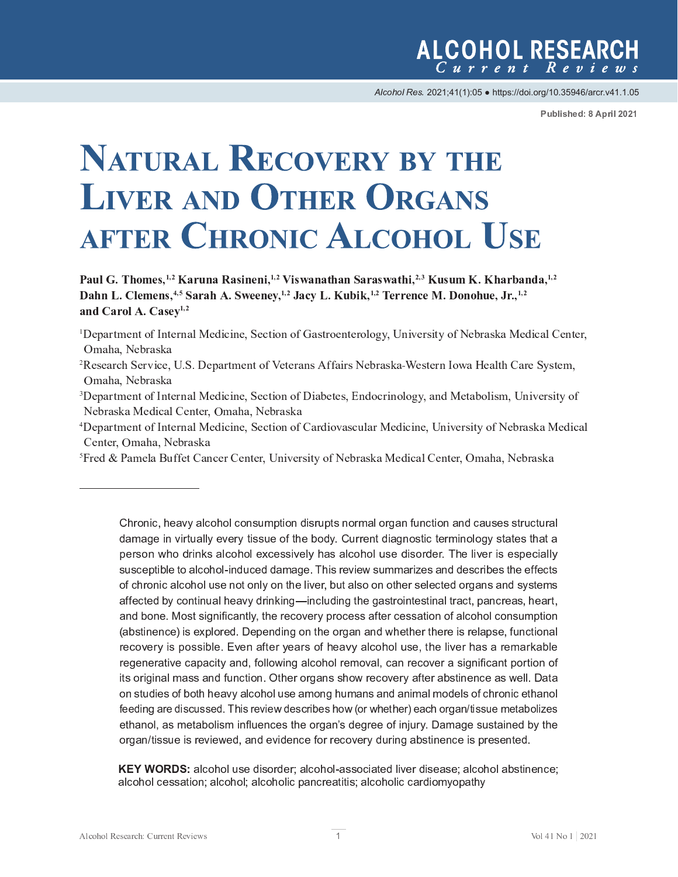# Natural Recovery by the Liver and Other Organs after Chronic Alcohol Use

**Paul G. Thomes,[1,2] Karuna Rasineni,[1,2] Viswanathan Saraswathi,[2,3] Kusum K. Kharbanda,[1,2] Dahn L. Clemens,[4,5] Sarah A. Sweeney,[1,2] Jacy L. Kubik,[1,2] Terrence M. Donohue, Jr.,[1,2] and Carol A. Casey[1,2]**

[1]Department of Internal Medicine, Section of Gastroenterology, University of Nebraska Medical Center, Omaha, Nebraska

[2]Research Service, U.S. Department of Veterans Affairs Nebraska-Western Iowa Health Care System, Omaha, Nebraska

[3]Department of Internal Medicine, Section of Diabetes, Endocrinology, and Metabolism, University of Nebraska Medical Center, Omaha, Nebraska

[4]Department of Internal Medicine, Section of Cardiovascular Medicine, University of Nebraska Medical Center, Omaha, Nebraska

[5]Fred & Pamela Buffet Cancer Center, University of Nebraska Medical Center, Omaha, Nebraska

Chronic, heavy alcohol consumption disrupts normal organ function and causes structural damage in virtually every tissue of the body. Current diagnostic terminology states that a person who drinks alcohol excessively has alcohol use disorder. The liver is especially susceptible to alcohol-induced damage. This review summarizes and describes the effects of chronic alcohol use not only on the liver, but also on other selected organs and systems affected by continual heavy drinking—including the gastrointestinal tract, pancreas, heart, and bone. Most significantly, the recovery process after cessation of alcohol consumption (abstinence) is explored. Depending on the organ and whether there is relapse, functional recovery is possible. Even after years of heavy alcohol use, the liver has a remarkable regenerative capacity and, following alcohol removal, can recover a significant portion of its original mass and function. Other organs show recovery after abstinence as well. Data on studies of both heavy alcohol use among humans and animal models of chronic ethanol feeding are discussed. This review describes how (or whether) each organ/tissue metabolizes ethanol, as metabolism influences the organ's degree of injury. Damage sustained by the organ/tissue is reviewed, and evidence for recovery during abstinence is presented.

**KEY WORDS:** alcohol use disorder; alcohol-associated liver disease; alcohol abstinence; alcohol cessation; alcohol; alcoholic pancreatitis; alcoholic cardiomyopathy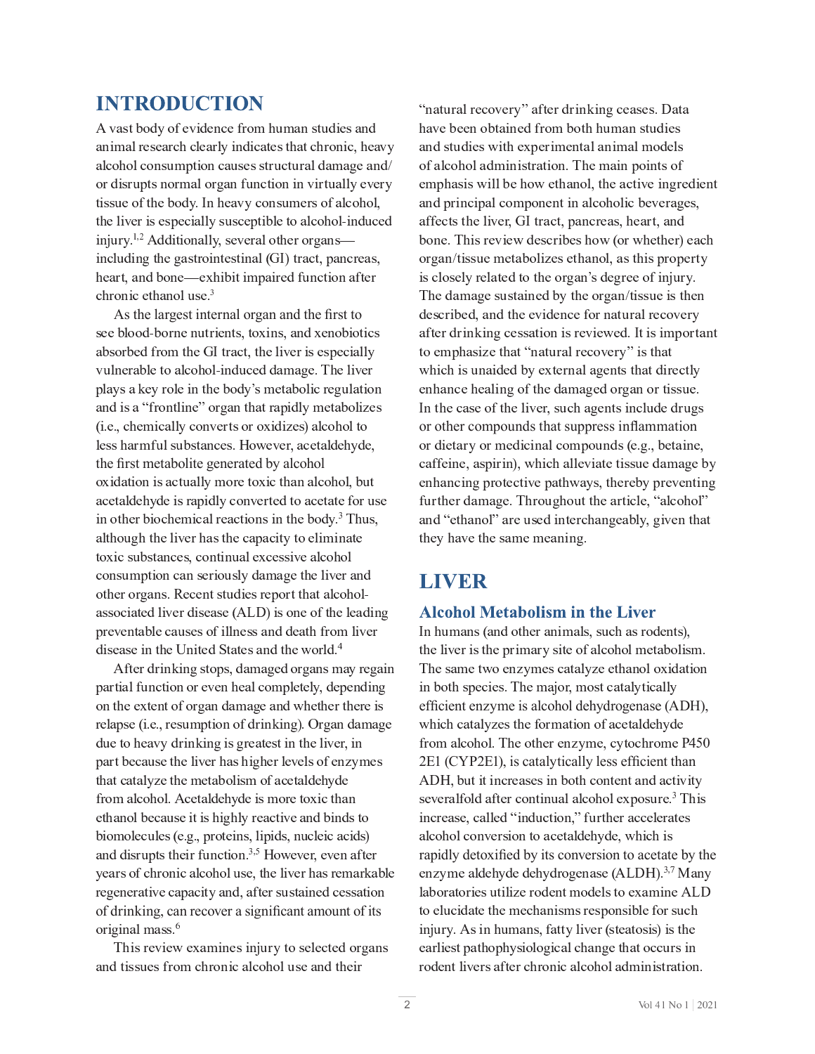# INTRODUCTION

A vast body of evidence from human studies and animal research clearly indicates that chronic, heavy alcohol consumption causes structural damage and/or disrupts normal organ function in virtually every tissue of the body. In heavy consumers of alcohol, the liver is especially susceptible to alcohol-induced injury.[1,2] Additionally, several other organs—including the gastrointestinal (GI) tract, pancreas, heart, and bone—exhibit impaired function after chronic ethanol use.[3]

As the largest internal organ and the first to see blood-borne nutrients, toxins, and xenobiotics absorbed from the GI tract, the liver is especially vulnerable to alcohol-induced damage. The liver plays a key role in the body's metabolic regulation and is a "frontline" organ that rapidly metabolizes (i.e., chemically converts or oxidizes) alcohol to less harmful substances. However, acetaldehyde, the first metabolite generated by alcohol oxidation is actually more toxic than alcohol, but acetaldehyde is rapidly converted to acetate for use in other biochemical reactions in the body.[3] Thus, although the liver has the capacity to eliminate toxic substances, continual excessive alcohol consumption can seriously damage the liver and other organs. Recent studies report that alcohol-associated liver disease (ALD) is one of the leading preventable causes of illness and death from liver disease in the United States and the world.[4]

After drinking stops, damaged organs may regain partial function or even heal completely, depending on the extent of organ damage and whether there is relapse (i.e., resumption of drinking). Organ damage due to heavy drinking is greatest in the liver, in part because the liver has higher levels of enzymes that catalyze the metabolism of acetaldehyde from alcohol. Acetaldehyde is more toxic than ethanol because it is highly reactive and binds to biomolecules (e.g., proteins, lipids, nucleic acids) and disrupts their function.[3,5] However, even after years of chronic alcohol use, the liver has remarkable regenerative capacity and, after sustained cessation of drinking, can recover a significant amount of its original mass.[6]

This review examines injury to selected organs and tissues from chronic alcohol use and their "natural recovery" after drinking ceases. Data have been obtained from both human studies and studies with experimental animal models of alcohol administration. The main points of emphasis will be how ethanol, the active ingredient and principal component in alcoholic beverages, affects the liver, GI tract, pancreas, heart, and bone. This review describes how (or whether) each organ/tissue metabolizes ethanol, as this property is closely related to the organ's degree of injury. The damage sustained by the organ/tissue is then described, and the evidence for natural recovery after drinking cessation is reviewed. It is important to emphasize that "natural recovery" is that which is unaided by external agents that directly enhance healing of the damaged organ or tissue. In the case of the liver, such agents include drugs or other compounds that suppress inflammation or dietary or medicinal compounds (e.g., betaine, caffeine, aspirin), which alleviate tissue damage by enhancing protective pathways, thereby preventing further damage. Throughout the article, "alcohol" and "ethanol" are used interchangeably, given that they have the same meaning.

# LIVER

## Alcohol Metabolism in the Liver

In humans (and other animals, such as rodents), the liver is the primary site of alcohol metabolism. The same two enzymes catalyze ethanol oxidation in both species. The major, most catalytically efficient enzyme is alcohol dehydrogenase (ADH), which catalyzes the formation of acetaldehyde from alcohol. The other enzyme, cytochrome P450 2E1 (CYP2E1), is catalytically less efficient than ADH, but it increases in both content and activity severalfold after continual alcohol exposure.[3] This increase, called "induction," further accelerates alcohol conversion to acetaldehyde, which is rapidly detoxified by its conversion to acetate by the enzyme aldehyde dehydrogenase (ALDH).[3,7] Many laboratories utilize rodent models to examine ALD to elucidate the mechanisms responsible for such injury. As in humans, fatty liver (steatosis) is the earliest pathophysiological change that occurs in rodent livers after chronic alcohol administration.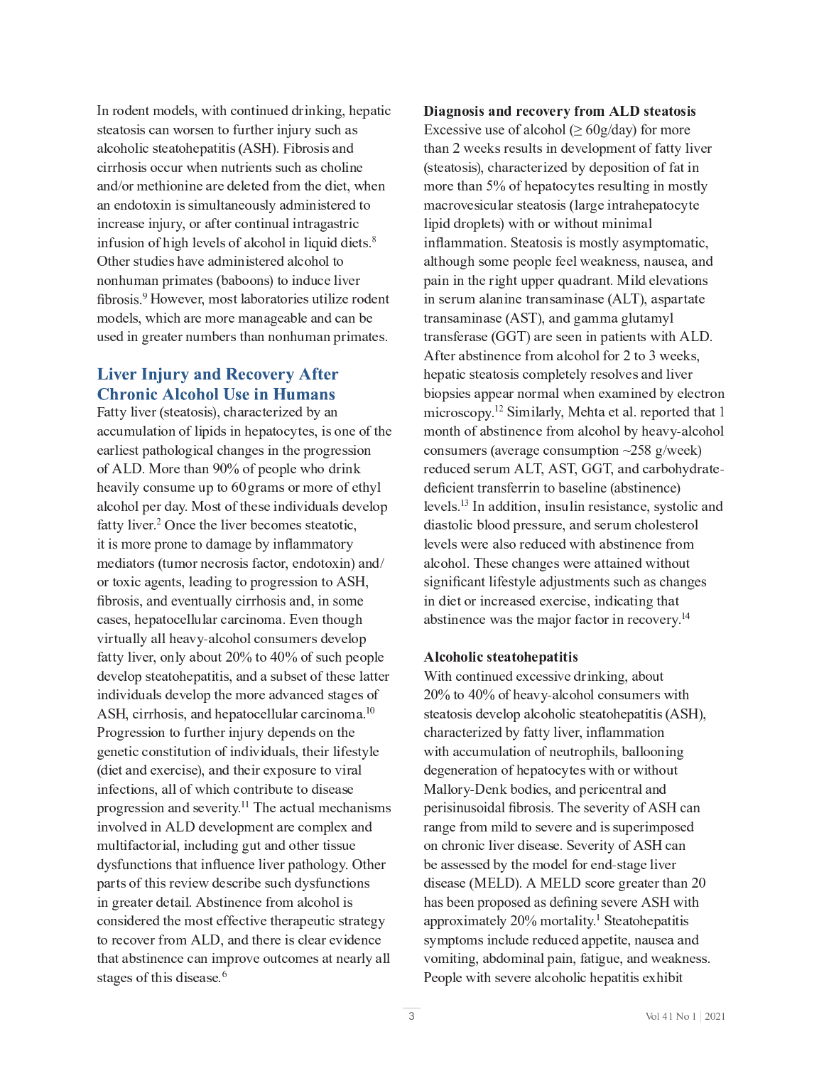In rodent models, with continued drinking, hepatic steatosis can worsen to further injury such as alcoholic steatohepatitis (ASH). Fibrosis and cirrhosis occur when nutrients such as choline and/or methionine are deleted from the diet, when an endotoxin is simultaneously administered to increase injury, or after continual intragastric infusion of high levels of alcohol in liquid diets.[8] Other studies have administered alcohol to nonhuman primates (baboons) to induce liver fibrosis.[9] However, most laboratories utilize rodent models, which are more manageable and can be used in greater numbers than nonhuman primates.

## Liver Injury and Recovery After Chronic Alcohol Use in Humans

Fatty liver (steatosis), characterized by an accumulation of lipids in hepatocytes, is one of the earliest pathological changes in the progression of ALD. More than 90% of people who drink heavily consume up to 60 grams or more of ethyl alcohol per day. Most of these individuals develop fatty liver.[2] Once the liver becomes steatotic, it is more prone to damage by inflammatory mediators (tumor necrosis factor, endotoxin) and/or toxic agents, leading to progression to ASH, fibrosis, and eventually cirrhosis and, in some cases, hepatocellular carcinoma. Even though virtually all heavy-alcohol consumers develop fatty liver, only about 20% to 40% of such people develop steatohepatitis, and a subset of these latter individuals develop the more advanced stages of ASH, cirrhosis, and hepatocellular carcinoma.[10] Progression to further injury depends on the genetic constitution of individuals, their lifestyle (diet and exercise), and their exposure to viral infections, all of which contribute to disease progression and severity.[11] The actual mechanisms involved in ALD development are complex and multifactorial, including gut and other tissue dysfunctions that influence liver pathology. Other parts of this review describe such dysfunctions in greater detail. Abstinence from alcohol is considered the most effective therapeutic strategy to recover from ALD, and there is clear evidence that abstinence can improve outcomes at nearly all stages of this disease.[6]

**Diagnosis and recovery from ALD steatosis**

Excessive use of alcohol (≥ 60g/day) for more than 2 weeks results in development of fatty liver (steatosis), characterized by deposition of fat in more than 5% of hepatocytes resulting in mostly macrovesicular steatosis (large intrahepatocyte lipid droplets) with or without minimal inflammation. Steatosis is mostly asymptomatic, although some people feel weakness, nausea, and pain in the right upper quadrant. Mild elevations in serum alanine transaminase (ALT), aspartate transaminase (AST), and gamma glutamyl transferase (GGT) are seen in patients with ALD. After abstinence from alcohol for 2 to 3 weeks, hepatic steatosis completely resolves and liver biopsies appear normal when examined by electron microscopy.[12] Similarly, Mehta et al. reported that 1 month of abstinence from alcohol by heavy-alcohol consumers (average consumption ~258 g/week) reduced serum ALT, AST, GGT, and carbohydrate-deficient transferrin to baseline (abstinence) levels.[13] In addition, insulin resistance, systolic and diastolic blood pressure, and serum cholesterol levels were also reduced with abstinence from alcohol. These changes were attained without significant lifestyle adjustments such as changes in diet or increased exercise, indicating that abstinence was the major factor in recovery.[14]

**Alcoholic steatohepatitis**

With continued excessive drinking, about 20% to 40% of heavy-alcohol consumers with steatosis develop alcoholic steatohepatitis (ASH), characterized by fatty liver, inflammation with accumulation of neutrophils, ballooning degeneration of hepatocytes with or without Mallory-Denk bodies, and pericentral and perisinusoidal fibrosis. The severity of ASH can range from mild to severe and is superimposed on chronic liver disease. Severity of ASH can be assessed by the model for end-stage liver disease (MELD). A MELD score greater than 20 has been proposed as defining severe ASH with approximately 20% mortality.[1] Steatohepatitis symptoms include reduced appetite, nausea and vomiting, abdominal pain, fatigue, and weakness. People with severe alcoholic hepatitis exhibit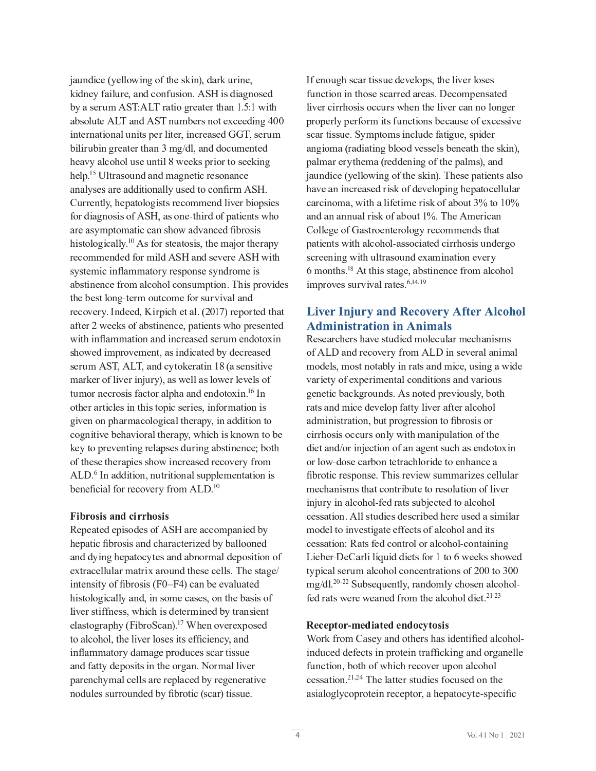jaundice (yellowing of the skin), dark urine, kidney failure, and confusion. ASH is diagnosed by a serum AST:ALT ratio greater than 1.5:1 with absolute ALT and AST numbers not exceeding 400 international units per liter, increased GGT, serum bilirubin greater than 3 mg/dl, and documented heavy alcohol use until 8 weeks prior to seeking help.[15] Ultrasound and magnetic resonance analyses are additionally used to confirm ASH. Currently, hepatologists recommend liver biopsies for diagnosis of ASH, as one-third of patients who are asymptomatic can show advanced fibrosis histologically.[10] As for steatosis, the major therapy recommended for mild ASH and severe ASH with systemic inflammatory response syndrome is abstinence from alcohol consumption. This provides the best long-term outcome for survival and recovery. Indeed, Kirpich et al. (2017) reported that after 2 weeks of abstinence, patients who presented with inflammation and increased serum endotoxin showed improvement, as indicated by decreased serum AST, ALT, and cytokeratin 18 (a sensitive marker of liver injury), as well as lower levels of tumor necrosis factor alpha and endotoxin.[16] In other articles in this topic series, information is given on pharmacological therapy, in addition to cognitive behavioral therapy, which is known to be key to preventing relapses during abstinence; both of these therapies show increased recovery from ALD.[6] In addition, nutritional supplementation is beneficial for recovery from ALD.[10]

### Fibrosis and cirrhosis

Repeated episodes of ASH are accompanied by hepatic fibrosis and characterized by ballooned and dying hepatocytes and abnormal deposition of extracellular matrix around these cells. The stage/intensity of fibrosis (F0–F4) can be evaluated histologically and, in some cases, on the basis of liver stiffness, which is determined by transient elastography (FibroScan).[17] When overexposed to alcohol, the liver loses its efficiency, and inflammatory damage produces scar tissue and fatty deposits in the organ. Normal liver parenchymal cells are replaced by regenerative nodules surrounded by fibrotic (scar) tissue. If enough scar tissue develops, the liver loses function in those scarred areas. Decompensated liver cirrhosis occurs when the liver can no longer properly perform its functions because of excessive scar tissue. Symptoms include fatigue, spider angioma (radiating blood vessels beneath the skin), palmar erythema (reddening of the palms), and jaundice (yellowing of the skin). These patients also have an increased risk of developing hepatocellular carcinoma, with a lifetime risk of about 3% to 10% and an annual risk of about 1%. The American College of Gastroenterology recommends that patients with alcohol-associated cirrhosis undergo screening with ultrasound examination every 6 months.[18] At this stage, abstinence from alcohol improves survival rates.[6,14,19]

## Liver Injury and Recovery After Alcohol Administration in Animals

Researchers have studied molecular mechanisms of ALD and recovery from ALD in several animal models, most notably in rats and mice, using a wide variety of experimental conditions and various genetic backgrounds. As noted previously, both rats and mice develop fatty liver after alcohol administration, but progression to fibrosis or cirrhosis occurs only with manipulation of the diet and/or injection of an agent such as endotoxin or low-dose carbon tetrachloride to enhance a fibrotic response. This review summarizes cellular mechanisms that contribute to resolution of liver injury in alcohol-fed rats subjected to alcohol cessation. All studies described here used a similar model to investigate effects of alcohol and its cessation: Rats fed control or alcohol-containing Lieber-DeCarli liquid diets for 1 to 6 weeks showed typical serum alcohol concentrations of 200 to 300 mg/dl.[20-22] Subsequently, randomly chosen alcohol-fed rats were weaned from the alcohol diet.[21-23]

### Receptor-mediated endocytosis

Work from Casey and others has identified alcohol-induced defects in protein trafficking and organelle function, both of which recover upon alcohol cessation.[21,24] The latter studies focused on the asialoglycoprotein receptor, a hepatocyte-specific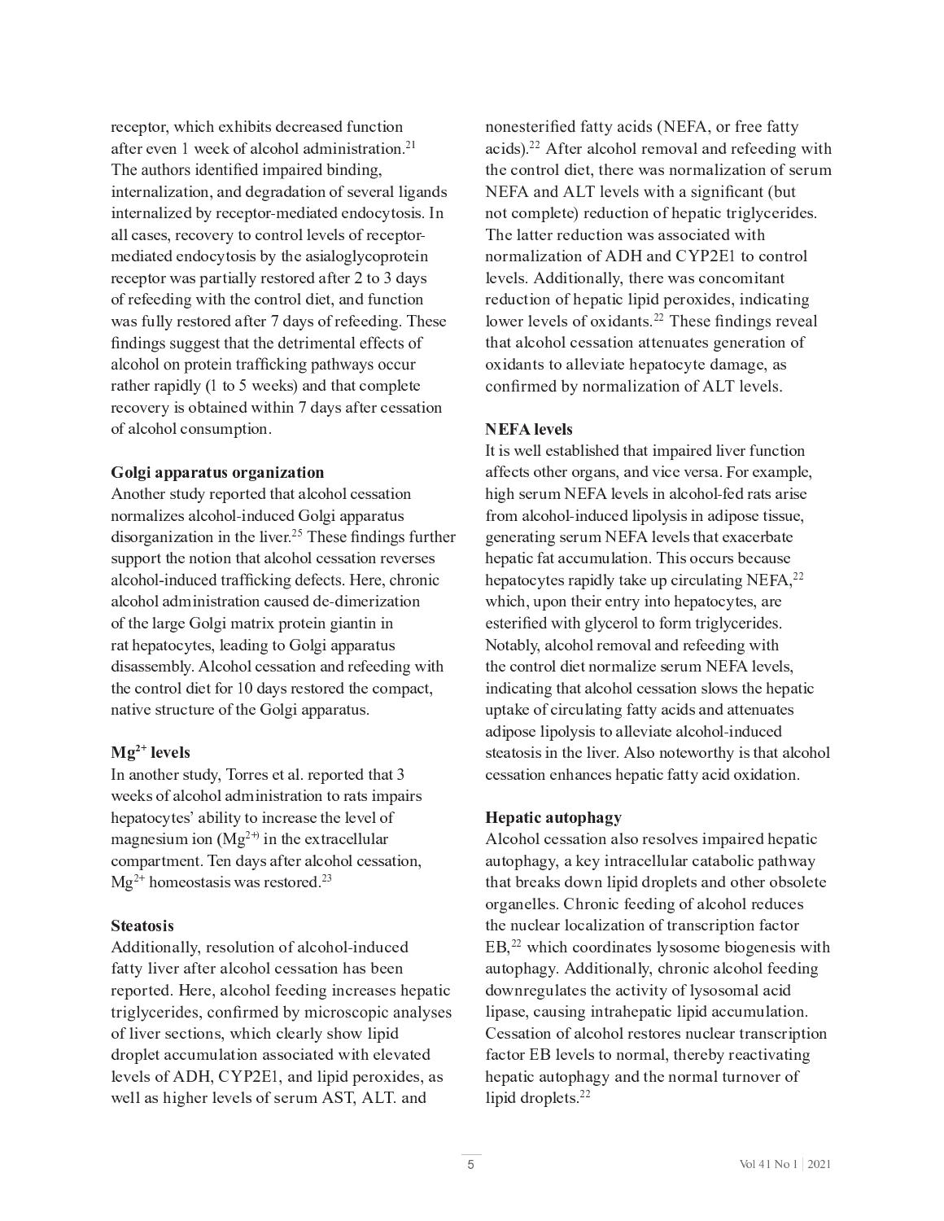receptor, which exhibits decreased function after even 1 week of alcohol administration.[21] The authors identified impaired binding, internalization, and degradation of several ligands internalized by receptor-mediated endocytosis. In all cases, recovery to control levels of receptor-mediated endocytosis by the asialoglycoprotein receptor was partially restored after 2 to 3 days of refeeding with the control diet, and function was fully restored after 7 days of refeeding. These findings suggest that the detrimental effects of alcohol on protein trafficking pathways occur rather rapidly (1 to 5 weeks) and that complete recovery is obtained within 7 days after cessation of alcohol consumption.

### Golgi apparatus organization

Another study reported that alcohol cessation normalizes alcohol-induced Golgi apparatus disorganization in the liver.[25] These findings further support the notion that alcohol cessation reverses alcohol-induced trafficking defects. Here, chronic alcohol administration caused de-dimerization of the large Golgi matrix protein giantin in rat hepatocytes, leading to Golgi apparatus disassembly. Alcohol cessation and refeeding with the control diet for 10 days restored the compact, native structure of the Golgi apparatus.

### $Mg^{2+}$ levels

In another study, Torres et al. reported that 3 weeks of alcohol administration to rats impairs hepatocytes' ability to increase the level of magnesium ion ($Mg^{2+}$) in the extracellular compartment. Ten days after alcohol cessation, $Mg^{2+}$ homeostasis was restored.[23]

### Steatosis

Additionally, resolution of alcohol-induced fatty liver after alcohol cessation has been reported. Here, alcohol feeding increases hepatic triglycerides, confirmed by microscopic analyses of liver sections, which clearly show lipid droplet accumulation associated with elevated levels of ADH, CYP2E1, and lipid peroxides, as well as higher levels of serum AST, ALT. and nonesterified fatty acids (NEFA, or free fatty acids).[22] After alcohol removal and refeeding with the control diet, there was normalization of serum NEFA and ALT levels with a significant (but not complete) reduction of hepatic triglycerides. The latter reduction was associated with normalization of ADH and CYP2E1 to control levels. Additionally, there was concomitant reduction of hepatic lipid peroxides, indicating lower levels of oxidants.[22] These findings reveal that alcohol cessation attenuates generation of oxidants to alleviate hepatocyte damage, as confirmed by normalization of ALT levels.

### NEFA levels

It is well established that impaired liver function affects other organs, and vice versa. For example, high serum NEFA levels in alcohol-fed rats arise from alcohol-induced lipolysis in adipose tissue, generating serum NEFA levels that exacerbate hepatic fat accumulation. This occurs because hepatocytes rapidly take up circulating NEFA,[22] which, upon their entry into hepatocytes, are esterified with glycerol to form triglycerides. Notably, alcohol removal and refeeding with the control diet normalize serum NEFA levels, indicating that alcohol cessation slows the hepatic uptake of circulating fatty acids and attenuates adipose lipolysis to alleviate alcohol-induced steatosis in the liver. Also noteworthy is that alcohol cessation enhances hepatic fatty acid oxidation.

### Hepatic autophagy

Alcohol cessation also resolves impaired hepatic autophagy, a key intracellular catabolic pathway that breaks down lipid droplets and other obsolete organelles. Chronic feeding of alcohol reduces the nuclear localization of transcription factor EB,[22] which coordinates lysosome biogenesis with autophagy. Additionally, chronic alcohol feeding downregulates the activity of lysosomal acid lipase, causing intrahepatic lipid accumulation. Cessation of alcohol restores nuclear transcription factor EB levels to normal, thereby reactivating hepatic autophagy and the normal turnover of lipid droplets.[22]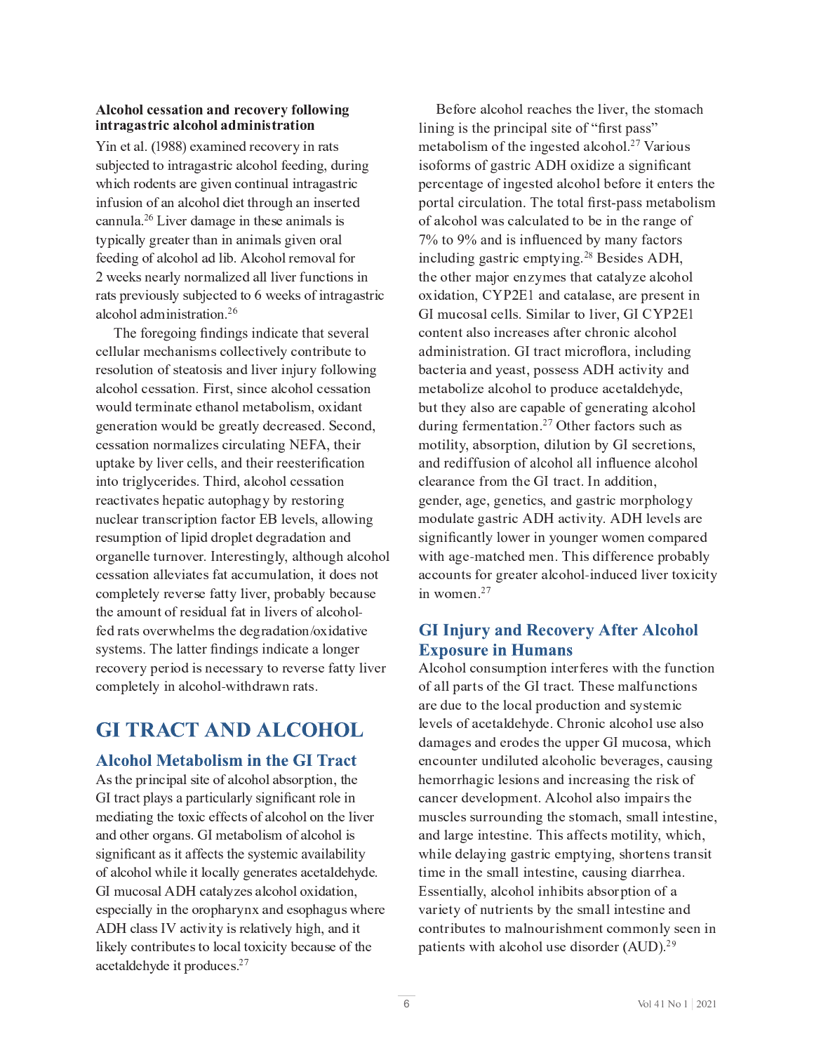**Alcohol cessation and recovery following intragastric alcohol administration**

Yin et al. (1988) examined recovery in rats subjected to intragastric alcohol feeding, during which rodents are given continual intragastric infusion of an alcohol diet through an inserted cannula.[26] Liver damage in these animals is typically greater than in animals given oral feeding of alcohol ad lib. Alcohol removal for 2 weeks nearly normalized all liver functions in rats previously subjected to 6 weeks of intragastric alcohol administration.[26]

The foregoing findings indicate that several cellular mechanisms collectively contribute to resolution of steatosis and liver injury following alcohol cessation. First, since alcohol cessation would terminate ethanol metabolism, oxidant generation would be greatly decreased. Second, cessation normalizes circulating NEFA, their uptake by liver cells, and their reesterification into triglycerides. Third, alcohol cessation reactivates hepatic autophagy by restoring nuclear transcription factor EB levels, allowing resumption of lipid droplet degradation and organelle turnover. Interestingly, although alcohol cessation alleviates fat accumulation, it does not completely reverse fatty liver, probably because the amount of residual fat in livers of alcohol-fed rats overwhelms the degradation/oxidative systems. The latter findings indicate a longer recovery period is necessary to reverse fatty liver completely in alcohol-withdrawn rats.

# GI TRACT AND ALCOHOL

## Alcohol Metabolism in the GI Tract

As the principal site of alcohol absorption, the GI tract plays a particularly significant role in mediating the toxic effects of alcohol on the liver and other organs. GI metabolism of alcohol is significant as it affects the systemic availability of alcohol while it locally generates acetaldehyde. GI mucosal ADH catalyzes alcohol oxidation, especially in the oropharynx and esophagus where ADH class IV activity is relatively high, and it likely contributes to local toxicity because of the acetaldehyde it produces.[27]

Before alcohol reaches the liver, the stomach lining is the principal site of "first pass" metabolism of the ingested alcohol.[27] Various isoforms of gastric ADH oxidize a significant percentage of ingested alcohol before it enters the portal circulation. The total first-pass metabolism of alcohol was calculated to be in the range of 7% to 9% and is influenced by many factors including gastric emptying.[28] Besides ADH, the other major enzymes that catalyze alcohol oxidation, CYP2E1 and catalase, are present in GI mucosal cells. Similar to liver, GI CYP2E1 content also increases after chronic alcohol administration. GI tract microflora, including bacteria and yeast, possess ADH activity and metabolize alcohol to produce acetaldehyde, but they also are capable of generating alcohol during fermentation.[27] Other factors such as motility, absorption, dilution by GI secretions, and rediffusion of alcohol all influence alcohol clearance from the GI tract. In addition, gender, age, genetics, and gastric morphology modulate gastric ADH activity. ADH levels are significantly lower in younger women compared with age-matched men. This difference probably accounts for greater alcohol-induced liver toxicity in women.[27]

## GI Injury and Recovery After Alcohol Exposure in Humans

Alcohol consumption interferes with the function of all parts of the GI tract. These malfunctions are due to the local production and systemic levels of acetaldehyde. Chronic alcohol use also damages and erodes the upper GI mucosa, which encounter undiluted alcoholic beverages, causing hemorrhagic lesions and increasing the risk of cancer development. Alcohol also impairs the muscles surrounding the stomach, small intestine, and large intestine. This affects motility, which, while delaying gastric emptying, shortens transit time in the small intestine, causing diarrhea. Essentially, alcohol inhibits absorption of a variety of nutrients by the small intestine and contributes to malnourishment commonly seen in patients with alcohol use disorder (AUD).[29]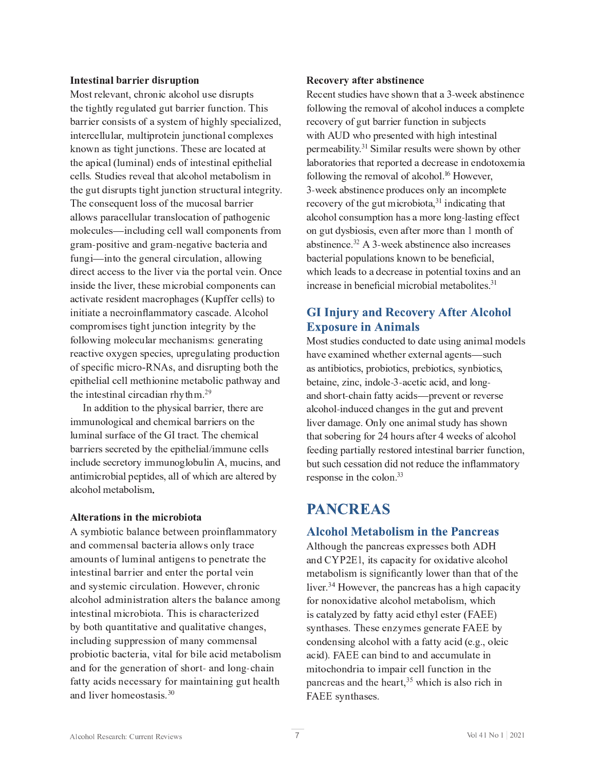### Intestinal barrier disruption

Most relevant, chronic alcohol use disrupts the tightly regulated gut barrier function. This barrier consists of a system of highly specialized, intercellular, multiprotein junctional complexes known as tight junctions. These are located at the apical (luminal) ends of intestinal epithelial cells. Studies reveal that alcohol metabolism in the gut disrupts tight junction structural integrity. The consequent loss of the mucosal barrier allows paracellular translocation of pathogenic molecules—including cell wall components from gram-positive and gram-negative bacteria and fungi—into the general circulation, allowing direct access to the liver via the portal vein. Once inside the liver, these microbial components can activate resident macrophages (Kupffer cells) to initiate a necroinflammatory cascade. Alcohol compromises tight junction integrity by the following molecular mechanisms: generating reactive oxygen species, upregulating production of specific micro-RNAs, and disrupting both the epithelial cell methionine metabolic pathway and the intestinal circadian rhythm.[29]

In addition to the physical barrier, there are immunological and chemical barriers on the luminal surface of the GI tract. The chemical barriers secreted by the epithelial/immune cells include secretory immunoglobulin A, mucins, and antimicrobial peptides, all of which are altered by alcohol metabolism.

### Alterations in the microbiota

A symbiotic balance between proinflammatory and commensal bacteria allows only trace amounts of luminal antigens to penetrate the intestinal barrier and enter the portal vein and systemic circulation. However, chronic alcohol administration alters the balance among intestinal microbiota. This is characterized by both quantitative and qualitative changes, including suppression of many commensal probiotic bacteria, vital for bile acid metabolism and for the generation of short- and long-chain fatty acids necessary for maintaining gut health and liver homeostasis.[30]

### Recovery after abstinence

Recent studies have shown that a 3-week abstinence following the removal of alcohol induces a complete recovery of gut barrier function in subjects with AUD who presented with high intestinal permeability.[31] Similar results were shown by other laboratories that reported a decrease in endotoxemia following the removal of alcohol.[16] However, 3-week abstinence produces only an incomplete recovery of the gut microbiota,[31] indicating that alcohol consumption has a more long-lasting effect on gut dysbiosis, even after more than 1 month of abstinence.[32] A 3-week abstinence also increases bacterial populations known to be beneficial, which leads to a decrease in potential toxins and an increase in beneficial microbial metabolites.[31]

## GI Injury and Recovery After Alcohol Exposure in Animals

Most studies conducted to date using animal models have examined whether external agents—such as antibiotics, probiotics, prebiotics, synbiotics, betaine, zinc, indole-3-acetic acid, and long- and short-chain fatty acids—prevent or reverse alcohol-induced changes in the gut and prevent liver damage. Only one animal study has shown that sobering for 24 hours after 4 weeks of alcohol feeding partially restored intestinal barrier function, but such cessation did not reduce the inflammatory response in the colon.[33]

# PANCREAS

## Alcohol Metabolism in the Pancreas

Although the pancreas expresses both ADH and CYP2E1, its capacity for oxidative alcohol metabolism is significantly lower than that of the liver.[34] However, the pancreas has a high capacity for nonoxidative alcohol metabolism, which is catalyzed by fatty acid ethyl ester (FAEE) synthases. These enzymes generate FAEE by condensing alcohol with a fatty acid (e.g., oleic acid). FAEE can bind to and accumulate in mitochondria to impair cell function in the pancreas and the heart,[35] which is also rich in FAEE synthases.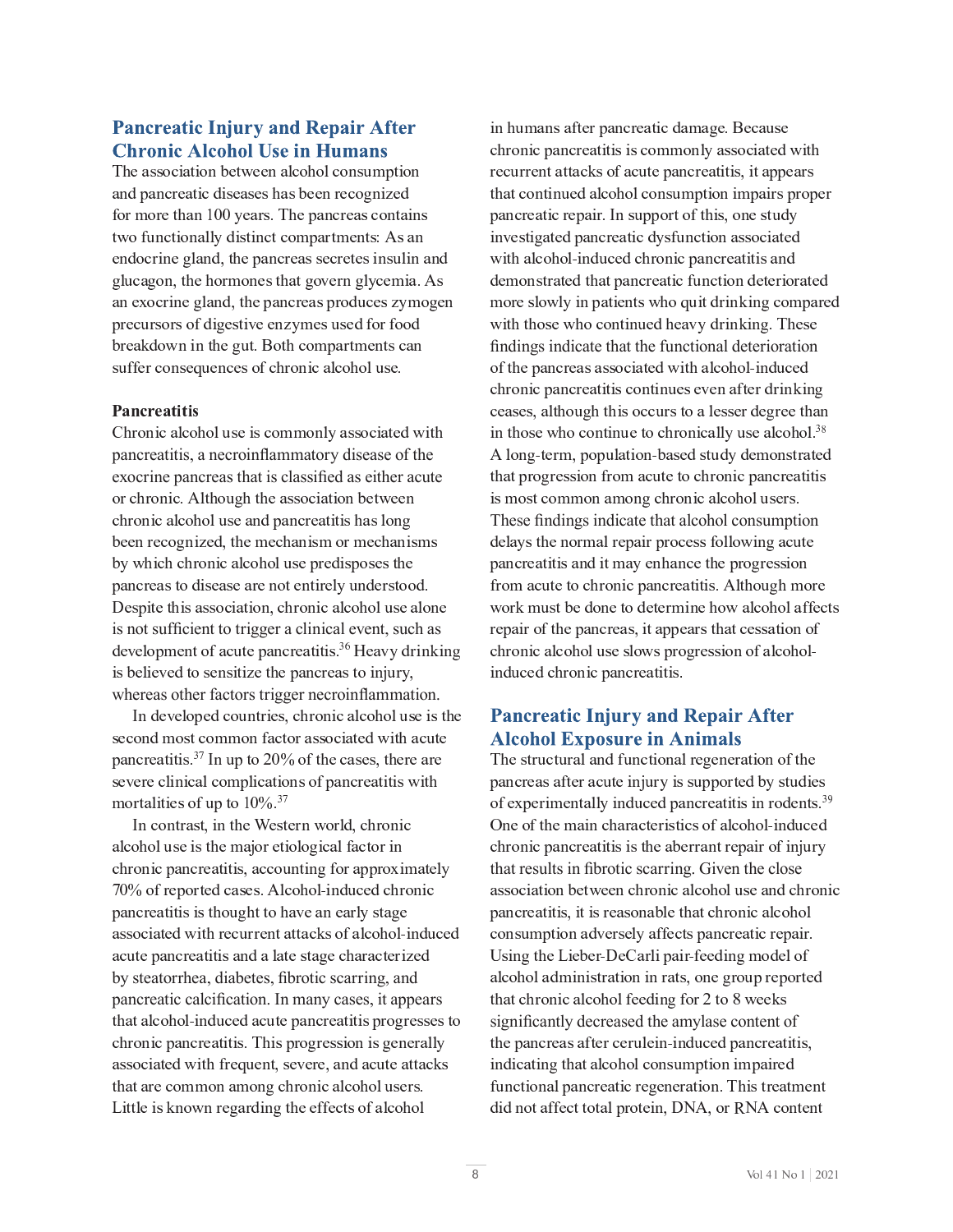## Pancreatic Injury and Repair After Chronic Alcohol Use in Humans

The association between alcohol consumption and pancreatic diseases has been recognized for more than 100 years. The pancreas contains two functionally distinct compartments: As an endocrine gland, the pancreas secretes insulin and glucagon, the hormones that govern glycemia. As an exocrine gland, the pancreas produces zymogen precursors of digestive enzymes used for food breakdown in the gut. Both compartments can suffer consequences of chronic alcohol use.

### Pancreatitis

Chronic alcohol use is commonly associated with pancreatitis, a necroinflammatory disease of the exocrine pancreas that is classified as either acute or chronic. Although the association between chronic alcohol use and pancreatitis has long been recognized, the mechanism or mechanisms by which chronic alcohol use predisposes the pancreas to disease are not entirely understood. Despite this association, chronic alcohol use alone is not sufficient to trigger a clinical event, such as development of acute pancreatitis.[36] Heavy drinking is believed to sensitize the pancreas to injury, whereas other factors trigger necroinflammation.

In developed countries, chronic alcohol use is the second most common factor associated with acute pancreatitis.[37] In up to 20% of the cases, there are severe clinical complications of pancreatitis with mortalities of up to 10%.[37]

In contrast, in the Western world, chronic alcohol use is the major etiological factor in chronic pancreatitis, accounting for approximately 70% of reported cases. Alcohol-induced chronic pancreatitis is thought to have an early stage associated with recurrent attacks of alcohol-induced acute pancreatitis and a late stage characterized by steatorrhea, diabetes, fibrotic scarring, and pancreatic calcification. In many cases, it appears that alcohol-induced acute pancreatitis progresses to chronic pancreatitis. This progression is generally associated with frequent, severe, and acute attacks that are common among chronic alcohol users. Little is known regarding the effects of alcohol in humans after pancreatic damage. Because chronic pancreatitis is commonly associated with recurrent attacks of acute pancreatitis, it appears that continued alcohol consumption impairs proper pancreatic repair. In support of this, one study investigated pancreatic dysfunction associated with alcohol-induced chronic pancreatitis and demonstrated that pancreatic function deteriorated more slowly in patients who quit drinking compared with those who continued heavy drinking. These findings indicate that the functional deterioration of the pancreas associated with alcohol-induced chronic pancreatitis continues even after drinking ceases, although this occurs to a lesser degree than in those who continue to chronically use alcohol.[38] A long-term, population-based study demonstrated that progression from acute to chronic pancreatitis is most common among chronic alcohol users. These findings indicate that alcohol consumption delays the normal repair process following acute pancreatitis and it may enhance the progression from acute to chronic pancreatitis. Although more work must be done to determine how alcohol affects repair of the pancreas, it appears that cessation of chronic alcohol use slows progression of alcohol-induced chronic pancreatitis.

## Pancreatic Injury and Repair After Alcohol Exposure in Animals

The structural and functional regeneration of the pancreas after acute injury is supported by studies of experimentally induced pancreatitis in rodents.[39] One of the main characteristics of alcohol-induced chronic pancreatitis is the aberrant repair of injury that results in fibrotic scarring. Given the close association between chronic alcohol use and chronic pancreatitis, it is reasonable that chronic alcohol consumption adversely affects pancreatic repair. Using the Lieber-DeCarli pair-feeding model of alcohol administration in rats, one group reported that chronic alcohol feeding for 2 to 8 weeks significantly decreased the amylase content of the pancreas after cerulein-induced pancreatitis, indicating that alcohol consumption impaired functional pancreatic regeneration. This treatment did not affect total protein, DNA, or RNA content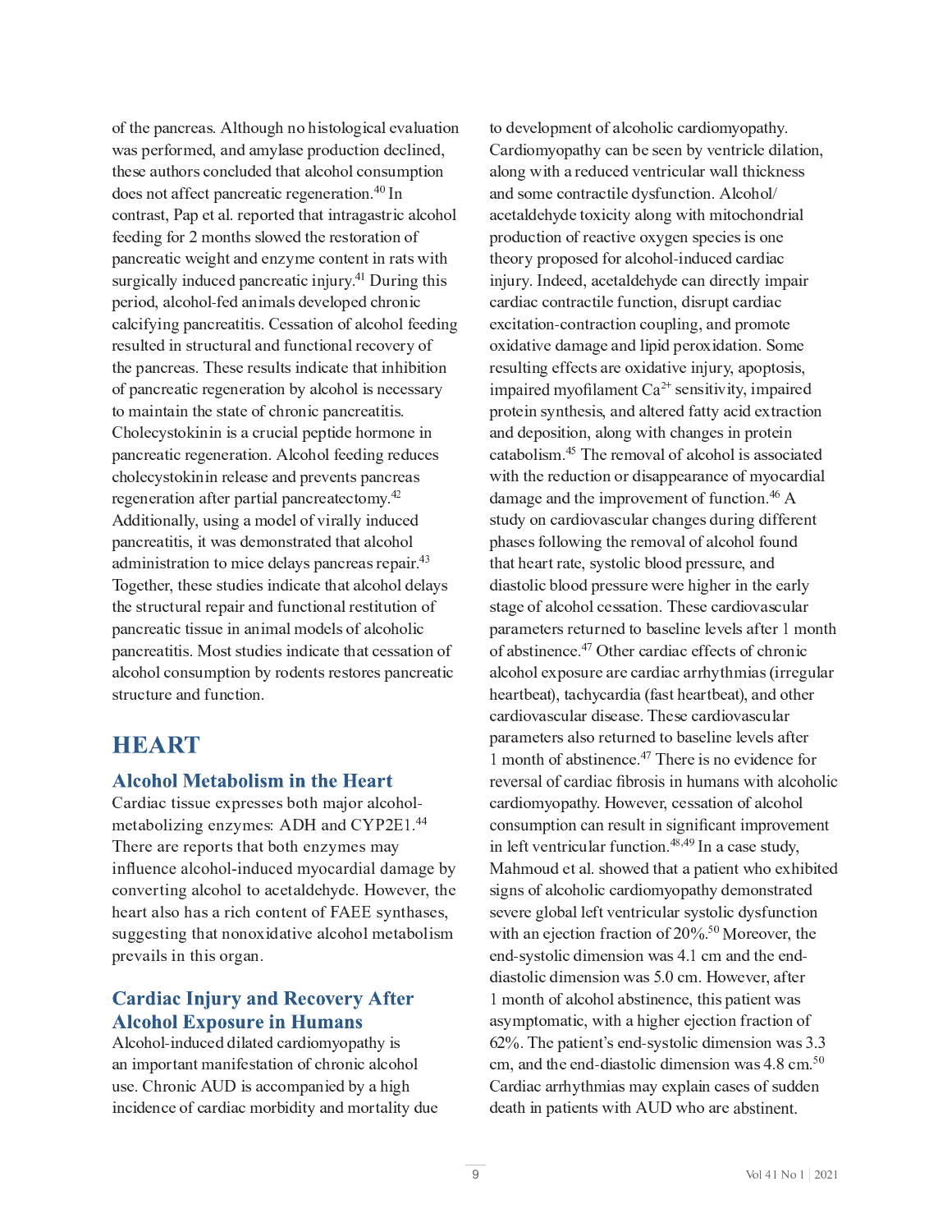of the pancreas. Although no histological evaluation was performed, and amylase production declined, these authors concluded that alcohol consumption does not affect pancreatic regeneration.[40] In contrast, Pap et al. reported that intragastric alcohol feeding for 2 months slowed the restoration of pancreatic weight and enzyme content in rats with surgically induced pancreatic injury.[41] During this period, alcohol-fed animals developed chronic calcifying pancreatitis. Cessation of alcohol feeding resulted in structural and functional recovery of the pancreas. These results indicate that inhibition of pancreatic regeneration by alcohol is necessary to maintain the state of chronic pancreatitis. Cholecystokinin is a crucial peptide hormone in pancreatic regeneration. Alcohol feeding reduces cholecystokinin release and prevents pancreas regeneration after partial pancreatectomy.[42] Additionally, using a model of virally induced pancreatitis, it was demonstrated that alcohol administration to mice delays pancreas repair.[43] Together, these studies indicate that alcohol delays the structural repair and functional restitution of pancreatic tissue in animal models of alcoholic pancreatitis. Most studies indicate that cessation of alcohol consumption by rodents restores pancreatic structure and function.

## HEART

### Alcohol Metabolism in the Heart

Cardiac tissue expresses both major alcohol-metabolizing enzymes: ADH and CYP2E1.[44] There are reports that both enzymes may influence alcohol-induced myocardial damage by converting alcohol to acetaldehyde. However, the heart also has a rich content of FAEE synthases, suggesting that nonoxidative alcohol metabolism prevails in this organ.

### Cardiac Injury and Recovery After Alcohol Exposure in Humans

Alcohol-induced dilated cardiomyopathy is an important manifestation of chronic alcohol use. Chronic AUD is accompanied by a high incidence of cardiac morbidity and mortality due to development of alcoholic cardiomyopathy. Cardiomyopathy can be seen by ventricle dilation, along with a reduced ventricular wall thickness and some contractile dysfunction. Alcohol/acetaldehyde toxicity along with mitochondrial production of reactive oxygen species is one theory proposed for alcohol-induced cardiac injury. Indeed, acetaldehyde can directly impair cardiac contractile function, disrupt cardiac excitation-contraction coupling, and promote oxidative damage and lipid peroxidation. Some resulting effects are oxidative injury, apoptosis, impaired myofilament $Ca^{2+}$ sensitivity, impaired protein synthesis, and altered fatty acid extraction and deposition, along with changes in protein catabolism.[45] The removal of alcohol is associated with the reduction or disappearance of myocardial damage and the improvement of function.[46] A study on cardiovascular changes during different phases following the removal of alcohol found that heart rate, systolic blood pressure, and diastolic blood pressure were higher in the early stage of alcohol cessation. These cardiovascular parameters returned to baseline levels after 1 month of abstinence.[47] Other cardiac effects of chronic alcohol exposure are cardiac arrhythmias (irregular heartbeat), tachycardia (fast heartbeat), and other cardiovascular disease. These cardiovascular parameters also returned to baseline levels after 1 month of abstinence.[47] There is no evidence for reversal of cardiac fibrosis in humans with alcoholic cardiomyopathy. However, cessation of alcohol consumption can result in significant improvement in left ventricular function.[48,49] In a case study, Mahmoud et al. showed that a patient who exhibited signs of alcoholic cardiomyopathy demonstrated severe global left ventricular systolic dysfunction with an ejection fraction of 20%.[50] Moreover, the end-systolic dimension was 4.1 cm and the end-diastolic dimension was 5.0 cm. However, after 1 month of alcohol abstinence, this patient was asymptomatic, with a higher ejection fraction of 62%. The patient's end-systolic dimension was 3.3 cm, and the end-diastolic dimension was 4.8 cm.[50] Cardiac arrhythmias may explain cases of sudden death in patients with AUD who are abstinent.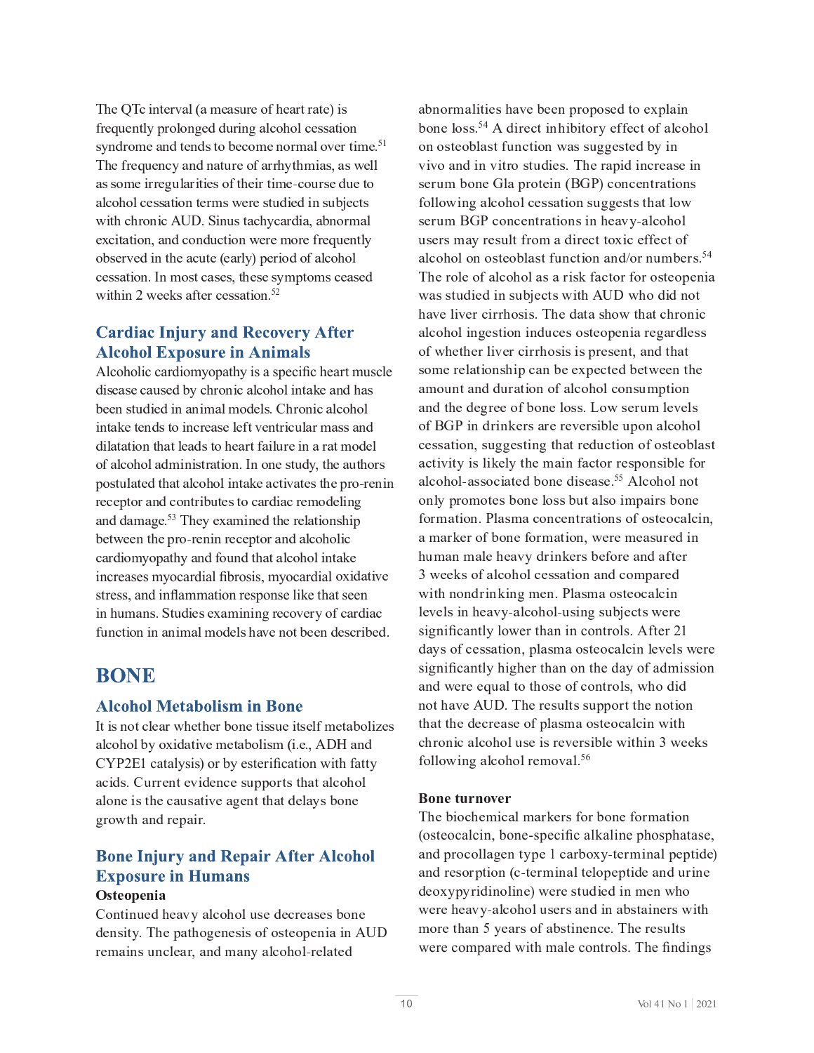The QTc interval (a measure of heart rate) is frequently prolonged during alcohol cessation syndrome and tends to become normal over time.[51] The frequency and nature of arrhythmias, as well as some irregularities of their time-course due to alcohol cessation terms were studied in subjects with chronic AUD. Sinus tachycardia, abnormal excitation, and conduction were more frequently observed in the acute (early) period of alcohol cessation. In most cases, these symptoms ceased within 2 weeks after cessation.[52]

### Cardiac Injury and Recovery After Alcohol Exposure in Animals

Alcoholic cardiomyopathy is a specific heart muscle disease caused by chronic alcohol intake and has been studied in animal models. Chronic alcohol intake tends to increase left ventricular mass and dilatation that leads to heart failure in a rat model of alcohol administration. In one study, the authors postulated that alcohol intake activates the pro-renin receptor and contributes to cardiac remodeling and damage.[53] They examined the relationship between the pro-renin receptor and alcoholic cardiomyopathy and found that alcohol intake increases myocardial fibrosis, myocardial oxidative stress, and inflammation response like that seen in humans. Studies examining recovery of cardiac function in animal models have not been described.

## BONE

### Alcohol Metabolism in Bone

It is not clear whether bone tissue itself metabolizes alcohol by oxidative metabolism (i.e., ADH and CYP2E1 catalysis) or by esterification with fatty acids. Current evidence supports that alcohol alone is the causative agent that delays bone growth and repair.

### Bone Injury and Repair After Alcohol Exposure in Humans

**Osteopenia**

Continued heavy alcohol use decreases bone density. The pathogenesis of osteopenia in AUD remains unclear, and many alcohol-related abnormalities have been proposed to explain bone loss.[54] A direct inhibitory effect of alcohol on osteoblast function was suggested by in vivo and in vitro studies. The rapid increase in serum bone Gla protein (BGP) concentrations following alcohol cessation suggests that low serum BGP concentrations in heavy-alcohol users may result from a direct toxic effect of alcohol on osteoblast function and/or numbers.[54] The role of alcohol as a risk factor for osteopenia was studied in subjects with AUD who did not have liver cirrhosis. The data show that chronic alcohol ingestion induces osteopenia regardless of whether liver cirrhosis is present, and that some relationship can be expected between the amount and duration of alcohol consumption and the degree of bone loss. Low serum levels of BGP in drinkers are reversible upon alcohol cessation, suggesting that reduction of osteoblast activity is likely the main factor responsible for alcohol-associated bone disease.[55] Alcohol not only promotes bone loss but also impairs bone formation. Plasma concentrations of osteocalcin, a marker of bone formation, were measured in human male heavy drinkers before and after 3 weeks of alcohol cessation and compared with nondrinking men. Plasma osteocalcin levels in heavy-alcohol-using subjects were significantly lower than in controls. After 21 days of cessation, plasma osteocalcin levels were significantly higher than on the day of admission and were equal to those of controls, who did not have AUD. The results support the notion that the decrease of plasma osteocalcin with chronic alcohol use is reversible within 3 weeks following alcohol removal.[56]

**Bone turnover**

The biochemical markers for bone formation (osteocalcin, bone-specific alkaline phosphatase, and procollagen type 1 carboxy-terminal peptide) and resorption (c-terminal telopeptide and urine deoxypyridinoline) were studied in men who were heavy-alcohol users and in abstainers with more than 5 years of abstinence. The results were compared with male controls. The findings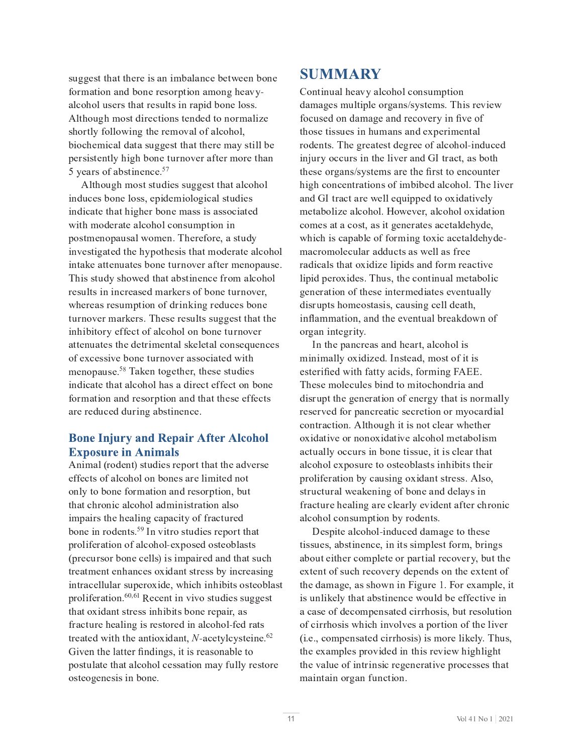suggest that there is an imbalance between bone formation and bone resorption among heavy-alcohol users that results in rapid bone loss. Although most directions tended to normalize shortly following the removal of alcohol, biochemical data suggest that there may still be persistently high bone turnover after more than 5 years of abstinence.[57]

Although most studies suggest that alcohol induces bone loss, epidemiological studies indicate that higher bone mass is associated with moderate alcohol consumption in postmenopausal women. Therefore, a study investigated the hypothesis that moderate alcohol intake attenuates bone turnover after menopause. This study showed that abstinence from alcohol results in increased markers of bone turnover, whereas resumption of drinking reduces bone turnover markers. These results suggest that the inhibitory effect of alcohol on bone turnover attenuates the detrimental skeletal consequences of excessive bone turnover associated with menopause.[58] Taken together, these studies indicate that alcohol has a direct effect on bone formation and resorption and that these effects are reduced during abstinence.

### Bone Injury and Repair After Alcohol Exposure in Animals

Animal (rodent) studies report that the adverse effects of alcohol on bones are limited not only to bone formation and resorption, but that chronic alcohol administration also impairs the healing capacity of fractured bone in rodents.[59] In vitro studies report that proliferation of alcohol-exposed osteoblasts (precursor bone cells) is impaired and that such treatment enhances oxidant stress by increasing intracellular superoxide, which inhibits osteoblast proliferation.[60,61] Recent in vivo studies suggest that oxidant stress inhibits bone repair, as fracture healing is restored in alcohol-fed rats treated with the antioxidant, *N*-acetylcysteine.[62] Given the latter findings, it is reasonable to postulate that alcohol cessation may fully restore osteogenesis in bone.

## SUMMARY

Continual heavy alcohol consumption damages multiple organs/systems. This review focused on damage and recovery in five of those tissues in humans and experimental rodents. The greatest degree of alcohol-induced injury occurs in the liver and GI tract, as both these organs/systems are the first to encounter high concentrations of imbibed alcohol. The liver and GI tract are well equipped to oxidatively metabolize alcohol. However, alcohol oxidation comes at a cost, as it generates acetaldehyde, which is capable of forming toxic acetaldehyde-macromolecular adducts as well as free radicals that oxidize lipids and form reactive lipid peroxides. Thus, the continual metabolic generation of these intermediates eventually disrupts homeostasis, causing cell death, inflammation, and the eventual breakdown of organ integrity.

In the pancreas and heart, alcohol is minimally oxidized. Instead, most of it is esterified with fatty acids, forming FAEE. These molecules bind to mitochondria and disrupt the generation of energy that is normally reserved for pancreatic secretion or myocardial contraction. Although it is not clear whether oxidative or nonoxidative alcohol metabolism actually occurs in bone tissue, it is clear that alcohol exposure to osteoblasts inhibits their proliferation by causing oxidant stress. Also, structural weakening of bone and delays in fracture healing are clearly evident after chronic alcohol consumption by rodents.

Despite alcohol-induced damage to these tissues, abstinence, in its simplest form, brings about either complete or partial recovery, but the extent of such recovery depends on the extent of the damage, as shown in Figure 1. For example, it is unlikely that abstinence would be effective in a case of decompensated cirrhosis, but resolution of cirrhosis which involves a portion of the liver (i.e., compensated cirrhosis) is more likely. Thus, the examples provided in this review highlight the value of intrinsic regenerative processes that maintain organ function.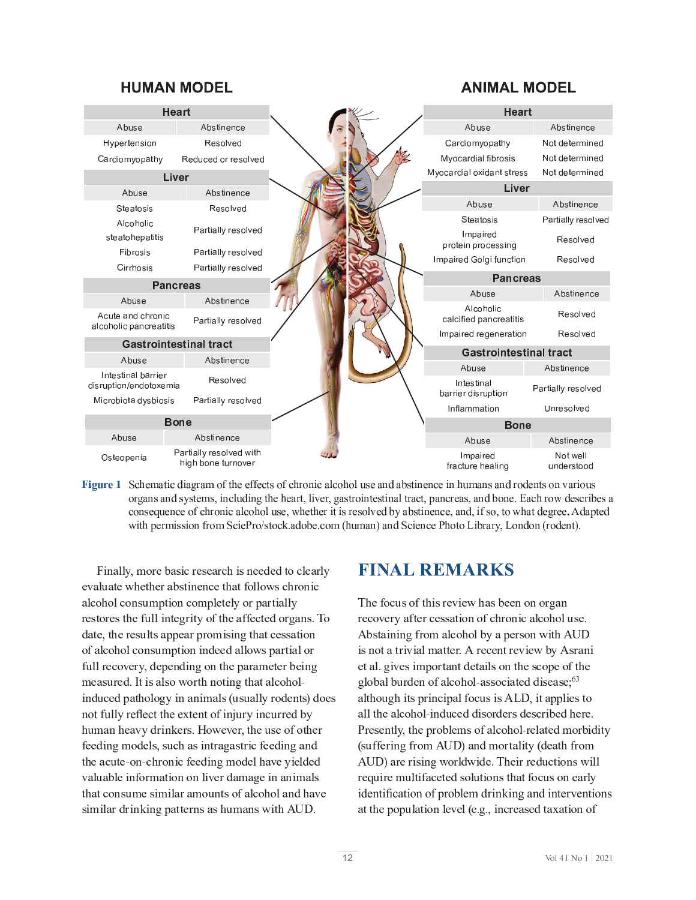**HUMAN MODEL**

| Heart | |
|---|---|
| Abuse | Abstinence |
| Hypertension | Resolved |
| Cardiomyopathy | Reduced or resolved |

| Liver | |
|---|---|
| Abuse | Abstinence |
| Steatosis | Resolved |
| Alcoholic steatohepatitis | Partially resolved |
| Fibrosis | Partially resolved |
| Cirrhosis | Partially resolved |

| Pancreas | |
|---|---|
| Abuse | Abstinence |
| Acute and chronic alcoholic pancreatitis | Partially resolved |

| Gastrointestinal tract | |
|---|---|
| Abuse | Abstinence |
| Intestinal barrier disruption/endotoxemia | Resolved |
| Microbiota dysbiosis | Partially resolved |

| Bone | |
|---|---|
| Abuse | Abstinence |
| Osteopenia | Partially resolved with high bone turnover |

**ANIMAL MODEL**

| Heart | |
|---|---|
| Abuse | Abstinence |
| Cardiomyopathy | Not determined |
| Myocardial fibrosis | Not determined |
| Myocardial oxidant stress | Not determined |

| Liver | |
|---|---|
| Abuse | Abstinence |
| Steatosis | Partially resolved |
| Impaired protein processing | Resolved |
| Impaired Golgi function | Resolved |

| Pancreas | |
|---|---|
| Abuse | Abstinence |
| Alcoholic calcified pancreatitis | Resolved |
| Impaired regeneration | Resolved |

| Gastrointestinal tract | |
|---|---|
| Abuse | Abstinence |
| Intestinal barrier disruption | Partially resolved |
| Inflammation | Unresolved |

| Bone | |
|---|---|
| Abuse | Abstinence |
| Impaired fracture healing | Not well understood |

**Figure 1** Schematic diagram of the effects of chronic alcohol use and abstinence in humans and rodents on various organs and systems, including the heart, liver, gastrointestinal tract, pancreas, and bone. Each row describes a consequence of chronic alcohol use, whether it is resolved by abstinence, and, if so, to what degree. Adapted with permission from SciePro/stock.adobe.com (human) and Science Photo Library, London (rodent).

Finally, more basic research is needed to clearly evaluate whether abstinence that follows chronic alcohol consumption completely or partially restores the full integrity of the affected organs. To date, the results appear promising that cessation of alcohol consumption indeed allows partial or full recovery, depending on the parameter being measured. It is also worth noting that alcohol-induced pathology in animals (usually rodents) does not fully reflect the extent of injury incurred by human heavy drinkers. However, the use of other feeding models, such as intragastric feeding and the acute-on-chronic feeding model have yielded valuable information on liver damage in animals that consume similar amounts of alcohol and have similar drinking patterns as humans with AUD.

## FINAL REMARKS

The focus of this review has been on organ recovery after cessation of chronic alcohol use. Abstaining from alcohol by a person with AUD is not a trivial matter. A recent review by Asrani et al. gives important details on the scope of the global burden of alcohol-associated disease;[63] although its principal focus is ALD, it applies to all the alcohol-induced disorders described here. Presently, the problems of alcohol-related morbidity (suffering from AUD) and mortality (death from AUD) are rising worldwide. Their reductions will require multifaceted solutions that focus on early identification of problem drinking and interventions at the population level (e.g., increased taxation of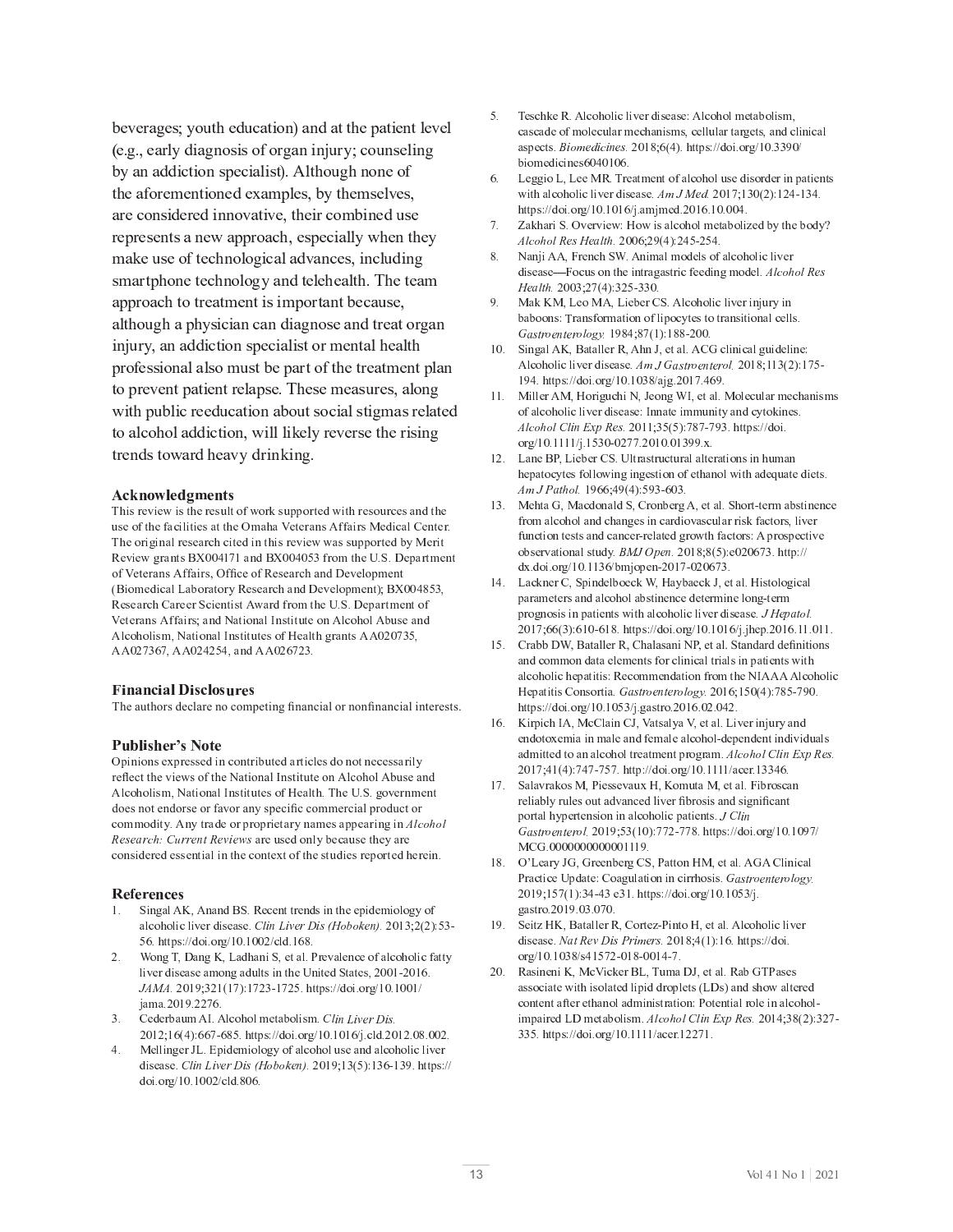beverages; youth education) and at the patient level (e.g., early diagnosis of organ injury; counseling by an addiction specialist). Although none of the aforementioned examples, by themselves, are considered innovative, their combined use represents a new approach, especially when they make use of technological advances, including smartphone technology and telehealth. The team approach to treatment is important because, although a physician can diagnose and treat organ injury, an addiction specialist or mental health professional also must be part of the treatment plan to prevent patient relapse. These measures, along with public reeducation about social stigmas related to alcohol addiction, will likely reverse the rising trends toward heavy drinking.

### Acknowledgments

This review is the result of work supported with resources and the use of the facilities at the Omaha Veterans Affairs Medical Center. The original research cited in this review was supported by Merit Review grants BX004171 and BX004053 from the U.S. Department of Veterans Affairs, Office of Research and Development (Biomedical Laboratory Research and Development); BX004853, Research Career Scientist Award from the U.S. Department of Veterans Affairs; and National Institute on Alcohol Abuse and Alcoholism, National Institutes of Health grants AA020735, AA027367, AA024254, and AA026723.

### Financial Disclosures

The authors declare no competing financial or nonfinancial interests.

### Publisher's Note

Opinions expressed in contributed articles do not necessarily reflect the views of the National Institute on Alcohol Abuse and Alcoholism, National Institutes of Health. The U.S. government does not endorse or favor any specific commercial product or commodity. Any trade or proprietary names appearing in *Alcohol Research: Current Reviews* are used only because they are considered essential in the context of the studies reported herein.

### References

1. Singal AK, Anand BS. Recent trends in the epidemiology of alcoholic liver disease. *Clin Liver Dis (Hoboken).* 2013;2(2):53-56. https://doi.org/10.1002/cld.168.
2. Wong T, Dang K, Ladhani S, et al. Prevalence of alcoholic fatty liver disease among adults in the United States, 2001-2016. *JAMA.* 2019;321(17):1723-1725. https://doi.org/10.1001/jama.2019.2276.
3. Cederbaum AI. Alcohol metabolism. *Clin Liver Dis.* 2012;16(4):667-685. https://doi.org/10.1016/j.cld.2012.08.002.
4. Mellinger JL. Epidemiology of alcohol use and alcoholic liver disease. *Clin Liver Dis (Hoboken).* 2019;13(5):136-139. https://doi.org/10.1002/cld.806.
5. Teschke R. Alcoholic liver disease: Alcohol metabolism, cascade of molecular mechanisms, cellular targets, and clinical aspects. *Biomedicines.* 2018;6(4). https://doi.org/10.3390/biomedicines6040106.
6. Leggio L, Lee MR. Treatment of alcohol use disorder in patients with alcoholic liver disease. *Am J Med.* 2017;130(2):124-134. https://doi.org/10.1016/j.amjmed.2016.10.004.
7. Zakhari S. Overview: How is alcohol metabolized by the body? *Alcohol Res Health.* 2006;29(4):245-254.
8. Nanji AA, French SW. Animal models of alcoholic liver disease—Focus on the intragastric feeding model. *Alcohol Res Health.* 2003;27(4):325-330.
9. Mak KM, Leo MA, Lieber CS. Alcoholic liver injury in baboons: Transformation of lipocytes to transitional cells. *Gastroenterology.* 1984;87(1):188-200.
10. Singal AK, Bataller R, Ahn J, et al. ACG clinical guideline: Alcoholic liver disease. *Am J Gastroenterol.* 2018;113(2):175-194. https://doi.org/10.1038/ajg.2017.469.
11. Miller AM, Horiguchi N, Jeong WI, et al. Molecular mechanisms of alcoholic liver disease: Innate immunity and cytokines. *Alcohol Clin Exp Res.* 2011;35(5):787-793. https://doi.org/10.1111/j.1530-0277.2010.01399.x.
12. Lane BP, Lieber CS. Ultrastructural alterations in human hepatocytes following ingestion of ethanol with adequate diets. *Am J Pathol.* 1966;49(4):593-603.
13. Mehta G, Macdonald S, Cronberg A, et al. Short-term abstinence from alcohol and changes in cardiovascular risk factors, liver function tests and cancer-related growth factors: A prospective observational study. *BMJ Open.* 2018;8(5):e020673. http://dx.doi.org/10.1136/bmjopen-2017-020673.
14. Lackner C, Spindelboeck W, Haybaeck J, et al. Histological parameters and alcohol abstinence determine long-term prognosis in patients with alcoholic liver disease. *J Hepatol.* 2017;66(3):610-618. https://doi.org/10.1016/j.jhep.2016.11.011.
15. Crabb DW, Bataller R, Chalasani NP, et al. Standard definitions and common data elements for clinical trials in patients with alcoholic hepatitis: Recommendation from the NIAAA Alcoholic Hepatitis Consortia. *Gastroenterology.* 2016;150(4):785-790. https://doi.org/10.1053/j.gastro.2016.02.042.
16. Kirpich IA, McClain CJ, Vatsalya V, et al. Liver injury and endotoxemia in male and female alcohol-dependent individuals admitted to an alcohol treatment program. *Alcohol Clin Exp Res.* 2017;41(4):747-757. http://doi.org/10.1111/acer.13346.
17. Salavrakos M, Piessevaux H, Komuta M, et al. Fibroscan reliably rules out advanced liver fibrosis and significant portal hypertension in alcoholic patients. *J Clin Gastroenterol.* 2019;53(10):772-778. https://doi.org/10.1097/MCG.0000000000001119.
18. O'Leary JG, Greenberg CS, Patton HM, et al. AGA Clinical Practice Update: Coagulation in cirrhosis. *Gastroenterology.* 2019;157(1):34-43 e31. https://doi.org/10.1053/j.gastro.2019.03.070.
19. Seitz HK, Bataller R, Cortez-Pinto H, et al. Alcoholic liver disease. *Nat Rev Dis Primers.* 2018;4(1):16. https://doi.org/10.1038/s41572-018-0014-7.
20. Rasineni K, McVicker BL, Tuma DJ, et al. Rab GTPases associate with isolated lipid droplets (LDs) and show altered content after ethanol administration: Potential role in alcohol-impaired LD metabolism. *Alcohol Clin Exp Res.* 2014;38(2):327-335. https://doi.org/10.1111/acer.12271.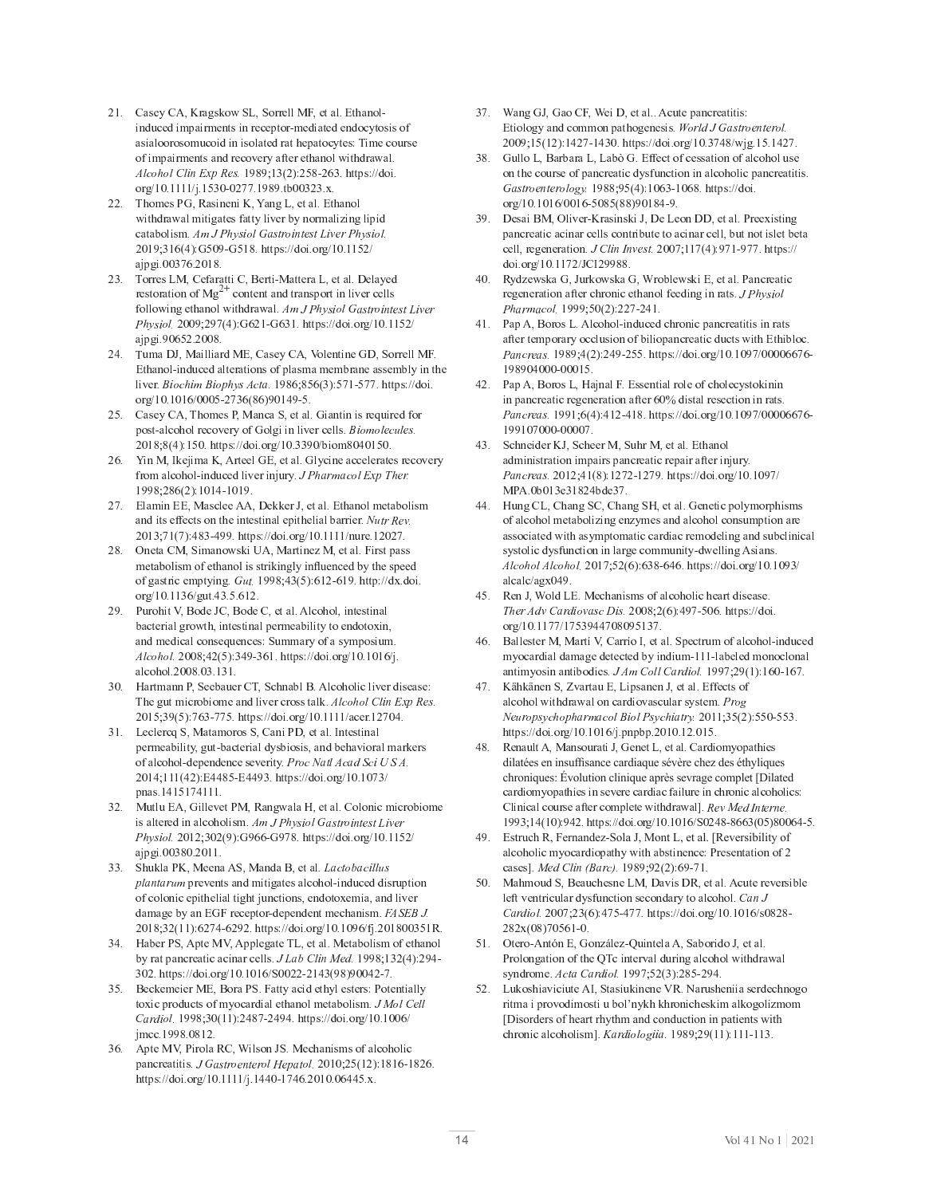21. Casey CA, Kragskow SL, Sorrell MF, et al. Ethanol-induced impairments in receptor-mediated endocytosis of asialoorosomucoid in isolated rat hepatocytes: Time course of impairments and recovery after ethanol withdrawal. *Alcohol Clin Exp Res.* 1989;13(2):258-263. https://doi.org/10.1111/j.1530-0277.1989.tb00323.x.
22. Thomes PG, Rasineni K, Yang L, et al. Ethanol withdrawal mitigates fatty liver by normalizing lipid catabolism. *Am J Physiol Gastrointest Liver Physiol.* 2019;316(4):G509-G518. https://doi.org/10.1152/ajpgi.00376.2018.
23. Torres LM, Cefaratti C, Berti-Mattera L, et al. Delayed restoration of $Mg^{2+}$ content and transport in liver cells following ethanol withdrawal. *Am J Physiol Gastrointest Liver Physiol.* 2009;297(4):G621-G631. https://doi.org/10.1152/ajpgi.90652.2008.
24. Tuma DJ, Mailliard ME, Casey CA, Volentine GD, Sorrell MF. Ethanol-induced alterations of plasma membrane assembly in the liver. *Biochim Biophys Acta.* 1986;856(3):571-577. https://doi.org/10.1016/0005-2736(86)90149-5.
25. Casey CA, Thomes P, Manca S, et al. Giantin is required for post-alcohol recovery of Golgi in liver cells. *Biomolecules.* 2018;8(4):150. https://doi.org/10.3390/biom8040150.
26. Yin M, Ikejima K, Arteel GE, et al. Glycine accelerates recovery from alcohol-induced liver injury. *J Pharmacol Exp Ther.* 1998;286(2):1014-1019.
27. Elamin EE, Masclee AA, Dekker J, et al. Ethanol metabolism and its effects on the intestinal epithelial barrier. *Nutr Rev.* 2013;71(7):483-499. https://doi.org/10.1111/nure.12027.
28. Oneta CM, Simanowski UA, Martinez M, et al. First pass metabolism of ethanol is strikingly influenced by the speed of gastric emptying. *Gut.* 1998;43(5):612-619. http://dx.doi.org/10.1136/gut.43.5.612.
29. Purohit V, Bode JC, Bode C, et al. Alcohol, intestinal bacterial growth, intestinal permeability to endotoxin, and medical consequences: Summary of a symposium. *Alcohol.* 2008;42(5):349-361. https://doi.org/10.1016/j.alcohol.2008.03.131.
30. Hartmann P, Seebauer CT, Schnabl B. Alcoholic liver disease: The gut microbiome and liver cross talk. *Alcohol Clin Exp Res.* 2015;39(5):763-775. https://doi.org/10.1111/acer.12704.
31. Leclercq S, Matamoros S, Cani PD, et al. Intestinal permeability, gut-bacterial dysbiosis, and behavioral markers of alcohol-dependence severity. *Proc Natl Acad Sci U S A.* 2014;111(42):E4485-E4493. https://doi.org/10.1073/pnas.1415174111.
32. Mutlu EA, Gillevet PM, Rangwala H, et al. Colonic microbiome is altered in alcoholism. *Am J Physiol Gastrointest Liver Physiol.* 2012;302(9):G966-G978. https://doi.org/10.1152/ajpgi.00380.2011.
33. Shukla PK, Meena AS, Manda B, et al. *Lactobacillus plantarum* prevents and mitigates alcohol-induced disruption of colonic epithelial tight junctions, endotoxemia, and liver damage by an EGF receptor-dependent mechanism. *FASEB J.* 2018;32(11):6274-6292. https://doi.org/10.1096/fj.201800351R.
34. Haber PS, Apte MV, Applegate TL, et al. Metabolism of ethanol by rat pancreatic acinar cells. *J Lab Clin Med.* 1998;132(4):294-302. https://doi.org/10.1016/S0022-2143(98)90042-7.
35. Beckemeier ME, Bora PS. Fatty acid ethyl esters: Potentially toxic products of myocardial ethanol metabolism. *J Mol Cell Cardiol.* 1998;30(11):2487-2494. https://doi.org/10.1006/jmcc.1998.0812.
36. Apte MV, Pirola RC, Wilson JS. Mechanisms of alcoholic pancreatitis. *J Gastroenterol Hepatol.* 2010;25(12):1816-1826. https://doi.org/10.1111/j.1440-1746.2010.06445.x.
37. Wang GJ, Gao CF, Wei D, et al.. Acute pancreatitis: Etiology and common pathogenesis. *World J Gastroenterol.* 2009;15(12):1427-1430. https://doi.org/10.3748/wjg.15.1427.
38. Gullo L, Barbara L, Labò G. Effect of cessation of alcohol use on the course of pancreatic dysfunction in alcoholic pancreatitis. *Gastroenterology.* 1988;95(4):1063-1068. https://doi.org/10.1016/0016-5085(88)90184-9.
39. Desai BM, Oliver-Krasinski J, De Leon DD, et al. Preexisting pancreatic acinar cells contribute to acinar cell, but not islet beta cell, regeneration. *J Clin Invest.* 2007;117(4):971-977. https://doi.org/10.1172/JCI29988.
40. Rydzewska G, Jurkowska G, Wroblewski E, et al. Pancreatic regeneration after chronic ethanol feeding in rats. *J Physiol Pharmacol.* 1999;50(2):227-241.
41. Pap A, Boros L. Alcohol-induced chronic pancreatitis in rats after temporary occlusion of biliopancreatic ducts with Ethibloc. *Pancreas.* 1989;4(2):249-255. https://doi.org/10.1097/00006676-198904000-00015.
42. Pap A, Boros L, Hajnal F. Essential role of cholecystokinin in pancreatic regeneration after 60% distal resection in rats. *Pancreas.* 1991;6(4):412-418. https://doi.org/10.1097/00006676-199107000-00007.
43. Schneider KJ, Scheer M, Suhr M, et al. Ethanol administration impairs pancreatic repair after injury. *Pancreas.* 2012;41(8):1272-1279. https://doi.org/10.1097/MPA.0b013e31824bde37.
44. Hung CL, Chang SC, Chang SH, et al. Genetic polymorphisms of alcohol metabolizing enzymes and alcohol consumption are associated with asymptomatic cardiac remodeling and subclinical systolic dysfunction in large community-dwelling Asians. *Alcohol Alcohol.* 2017;52(6):638-646. https://doi.org/10.1093/alcalc/agx049.
45. Ren J, Wold LE. Mechanisms of alcoholic heart disease. *Ther Adv Cardiovasc Dis.* 2008;2(6):497-506. https://doi.org/10.1177/1753944708095137.
46. Ballester M, Martí V, Carrío I, et al. Spectrum of alcohol-induced myocardial damage detected by indium-111-labeled monoclonal antimyosin antibodies. *J Am Coll Cardiol.* 1997;29(1):160-167.
47. Kähkänen S, Zvartau E, Lipsanen J, et al. Effects of alcohol withdrawal on cardiovascular system. *Prog Neuropsychopharmacol Biol Psychiatry.* 2011;35(2):550-553. https://doi.org/10.1016/j.pnpbp.2010.12.015.
48. Renault A, Mansourati J, Genet L, et al. Cardiomyopathies dilatées en insuffisance cardiaque sévère chez des éthyliques chroniques: Évolution clinique après sevrage complet [Dilated cardiomyopathies in severe cardiac failure in chronic alcoholics: Clinical course after complete withdrawal]. *Rev Med Interne.* 1993;14(10):942. https://doi.org/10.1016/S0248-8663(05)80064-5.
49. Estruch R, Fernandez-Sola J, Mont L, et al. [Reversibility of alcoholic myocardiopathy with abstinence: Presentation of 2 cases]. *Med Clin (Barc).* 1989;92(2):69-71.
50. Mahmoud S, Beauchesne LM, Davis DR, et al. Acute reversible left ventricular dysfunction secondary to alcohol. *Can J Cardiol.* 2007;23(6):475-477. https://doi.org/10.1016/s0828-282x(08)70561-0.
51. Otero-Antón E, González-Quintela A, Saborido J, et al. Prolongation of the QTc interval during alcohol withdrawal syndrome. *Acta Cardiol.* 1997;52(3):285-294.
52. Lukoshiaviciute AI, Stasiukinene VR. Narusheniia serdechnogo ritma i provodimosti u bol'nykh khronicheskim alkogolizmom [Disorders of heart rhythm and conduction in patients with chronic alcoholism]. *Kardiologiia.* 1989;29(11):111-113.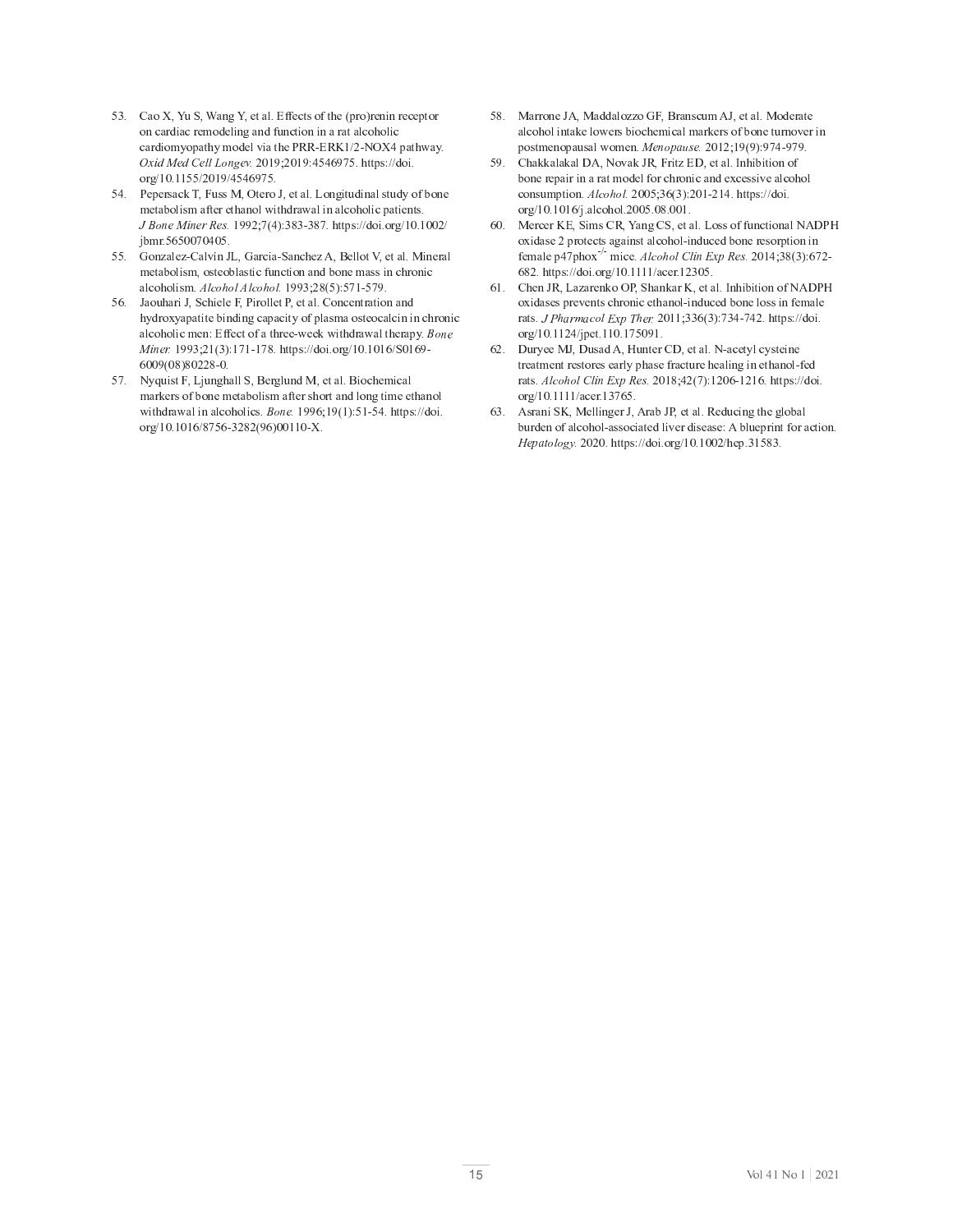53. Cao X, Yu S, Wang Y, et al. Effects of the (pro)renin receptor on cardiac remodeling and function in a rat alcoholic cardiomyopathy model via the PRR-ERK1/2-NOX4 pathway. *Oxid Med Cell Longev.* 2019;2019:4546975. https://doi.org/10.1155/2019/4546975.
54. Pepersack T, Fuss M, Otero J, et al. Longitudinal study of bone metabolism after ethanol withdrawal in alcoholic patients. *J Bone Miner Res.* 1992;7(4):383-387. https://doi.org/10.1002/jbmr.5650070405.
55. Gonzalez-Calvin JL, Garcia-Sanchez A, Bellot V, et al. Mineral metabolism, osteoblastic function and bone mass in chronic alcoholism. *Alcohol Alcohol.* 1993;28(5):571-579.
56. Jaouhari J, Schiele F, Pirollet P, et al. Concentration and hydroxyapatite binding capacity of plasma osteocalcin in chronic alcoholic men: Effect of a three-week withdrawal therapy. *Bone Miner.* 1993;21(3):171-178. https://doi.org/10.1016/S0169-6009(08)80228-0.
57. Nyquist F, Ljunghall S, Berglund M, et al. Biochemical markers of bone metabolism after short and long time ethanol withdrawal in alcoholics. *Bone.* 1996;19(1):51-54. https://doi.org/10.1016/8756-3282(96)00110-X.
58. Marrone JA, Maddalozzo GF, Branscum AJ, et al. Moderate alcohol intake lowers biochemical markers of bone turnover in postmenopausal women. *Menopause.* 2012;19(9):974-979.
59. Chakkalakal DA, Novak JR, Fritz ED, et al. Inhibition of bone repair in a rat model for chronic and excessive alcohol consumption. *Alcohol.* 2005;36(3):201-214. https://doi.org/10.1016/j.alcohol.2005.08.001.
60. Mercer KE, Sims CR, Yang CS, et al. Loss of functional NADPH oxidase 2 protects against alcohol-induced bone resorption in female p47phox$^{-/-}$ mice. *Alcohol Clin Exp Res.* 2014;38(3):672-682. https://doi.org/10.1111/acer.12305.
61. Chen JR, Lazarenko OP, Shankar K, et al. Inhibition of NADPH oxidases prevents chronic ethanol-induced bone loss in female rats. *J Pharmacol Exp Ther.* 2011;336(3):734-742. https://doi.org/10.1124/jpet.110.175091.
62. Duryee MJ, Dusad A, Hunter CD, et al. N-acetyl cysteine treatment restores early phase fracture healing in ethanol-fed rats. *Alcohol Clin Exp Res.* 2018;42(7):1206-1216. https://doi.org/10.1111/acer.13765.
63. Asrani SK, Mellinger J, Arab JP, et al. Reducing the global burden of alcohol-associated liver disease: A blueprint for action. *Hepatology.* 2020. https://doi.org/10.1002/hep.31583.